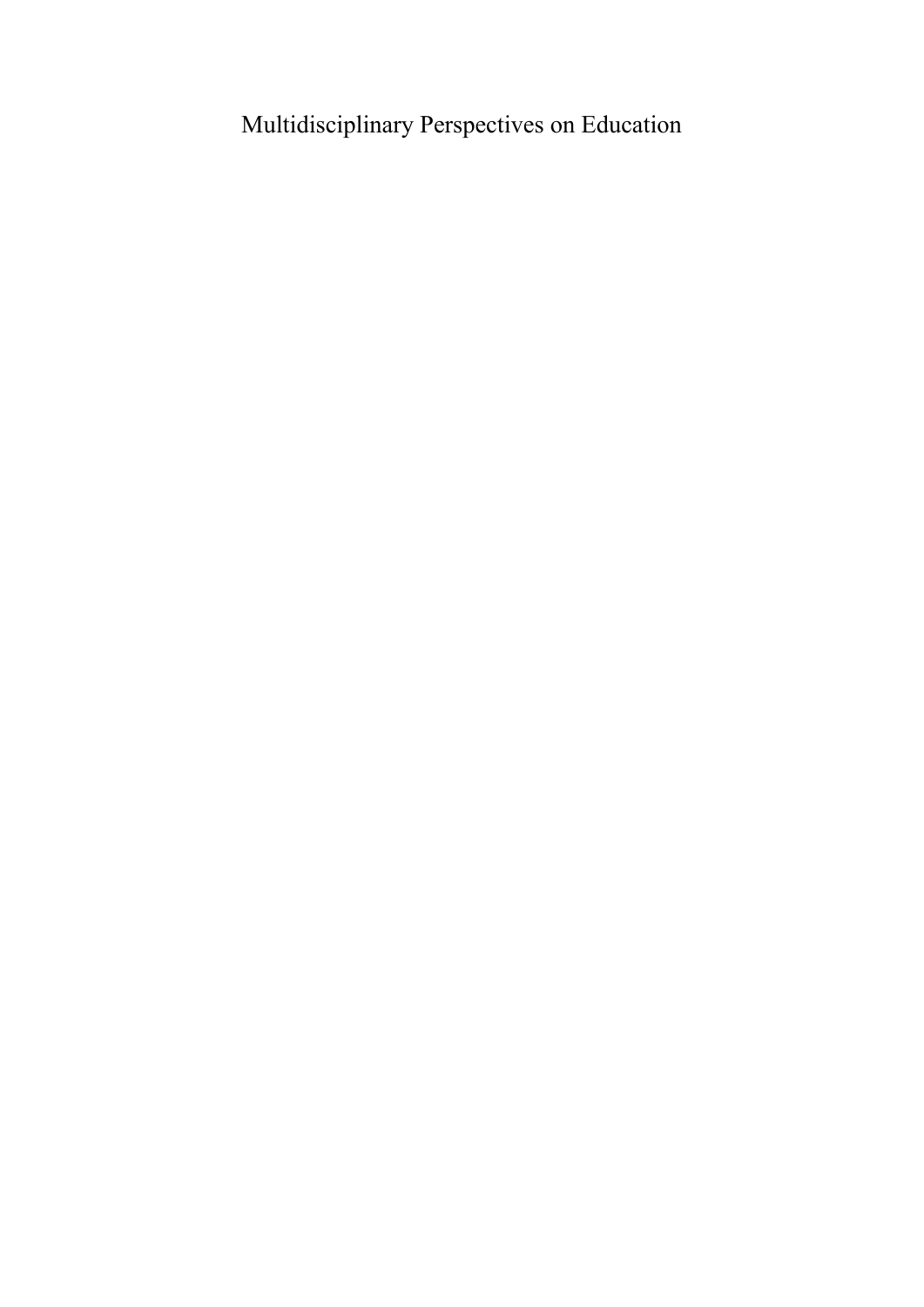# Multidisciplinary Perspectives on Education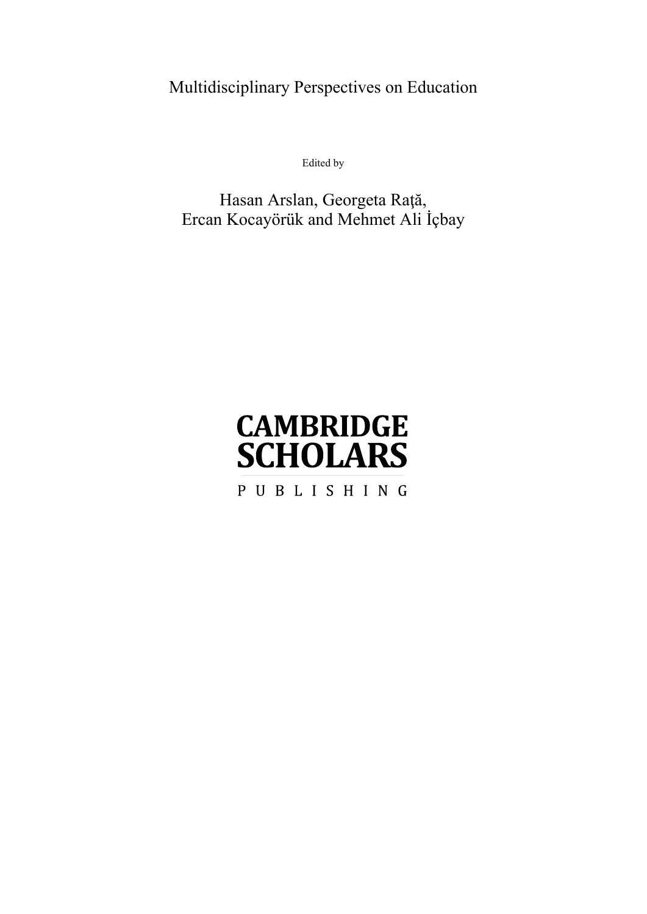# Multidisciplinary Perspectives on Education

Edited by

Hasan Arslan, Georgeta Raţă,
Ercan Kocayörük and Mehmet Ali İçbay

CAMBRIDGE
SCHOLARS
PUBLISHING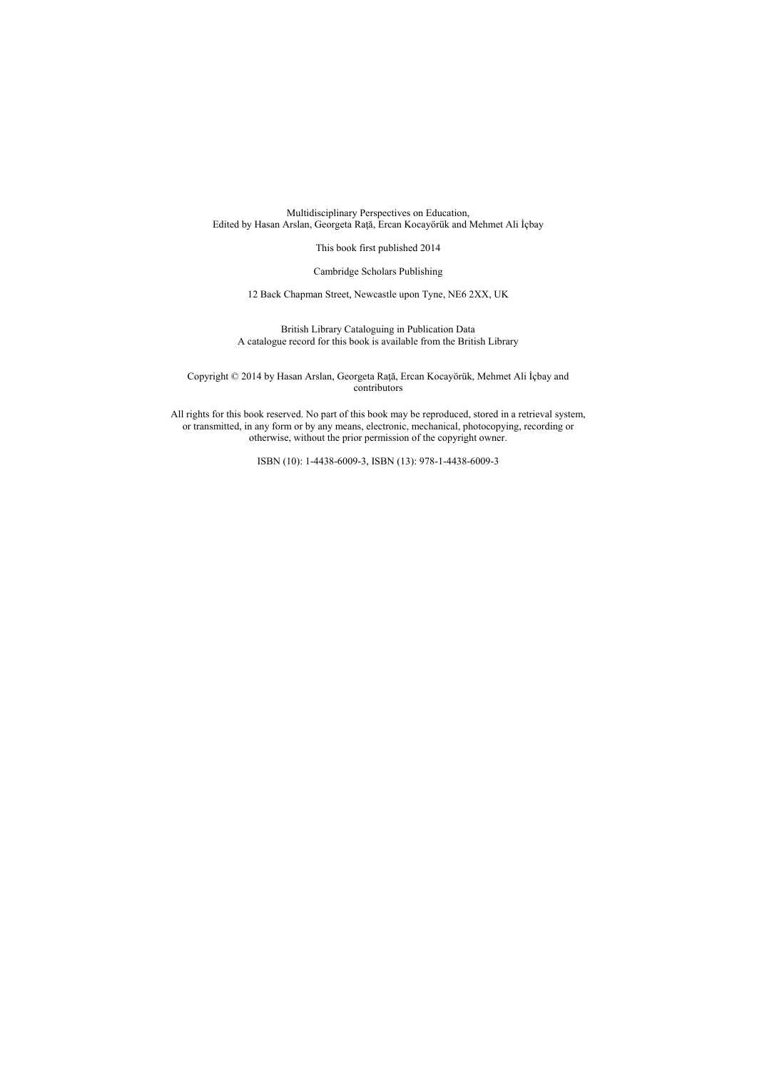Multidisciplinary Perspectives on Education,
Edited by Hasan Arslan, Georgeta Raţă, Ercan Kocayörük and Mehmet Ali İçbay

This book first published 2014

Cambridge Scholars Publishing

12 Back Chapman Street, Newcastle upon Tyne, NE6 2XX, UK

British Library Cataloguing in Publication Data
A catalogue record for this book is available from the British Library

Copyright © 2014 by Hasan Arslan, Georgeta Raţă, Ercan Kocayörük, Mehmet Ali İçbay and contributors

All rights for this book reserved. No part of this book may be reproduced, stored in a retrieval system, or transmitted, in any form or by any means, electronic, mechanical, photocopying, recording or otherwise, without the prior permission of the copyright owner.

ISBN (10): 1-4438-6009-3, ISBN (13): 978-1-4438-6009-3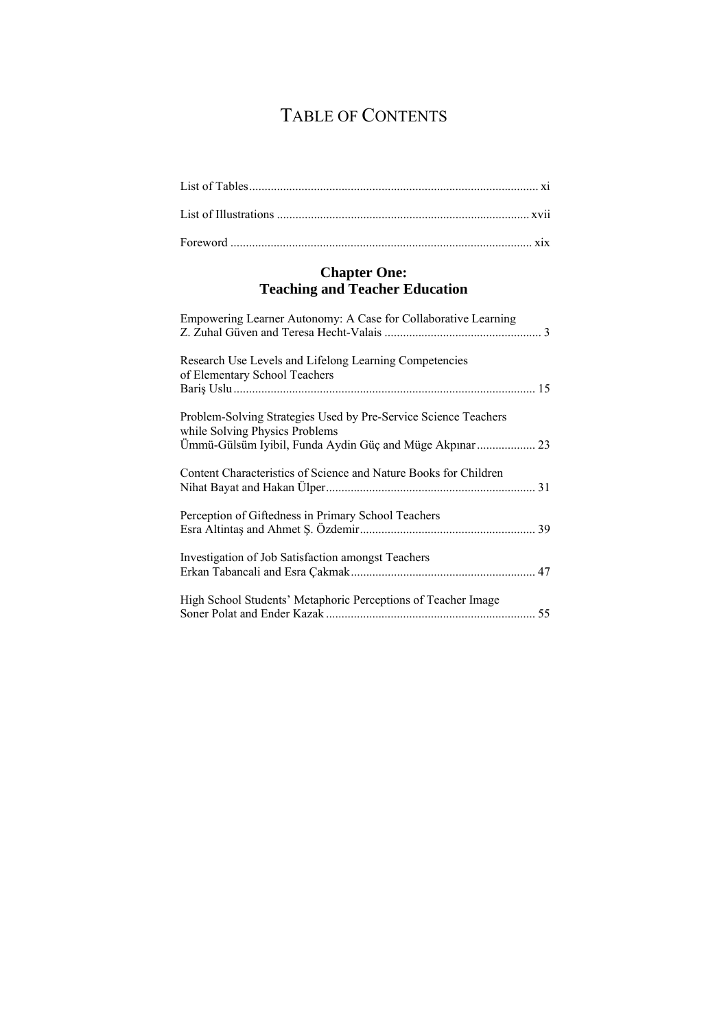# TABLE OF CONTENTS

List of Tables ..................................................................................... xi

List of Illustrations ............................................................................. xvii

Foreword ............................................................................................. xix

## Chapter One: Teaching and Teacher Education

Empowering Learner Autonomy: A Case for Collaborative Learning
Z. Zuhal Güven and Teresa Hecht-Valais .............................................. 3

Research Use Levels and Lifelong Learning Competencies of Elementary School Teachers
Bariş Uslu ............................................................................................. 15

Problem-Solving Strategies Used by Pre-Service Science Teachers while Solving Physics Problems
Ümmü-Gülsüm Iyibil, Funda Aydin Güç and Müge Akpınar ................... 23

Content Characteristics of Science and Nature Books for Children
Nihat Bayat and Hakan Ülper ................................................................ 31

Perception of Giftedness in Primary School Teachers
Esra Altintaş and Ahmet Ş. Özdemir ..................................................... 39

Investigation of Job Satisfaction amongst Teachers
Erkan Tabancali and Esra Çakmak ........................................................ 47

High School Students' Metaphoric Perceptions of Teacher Image
Soner Polat and Ender Kazak ................................................................ 55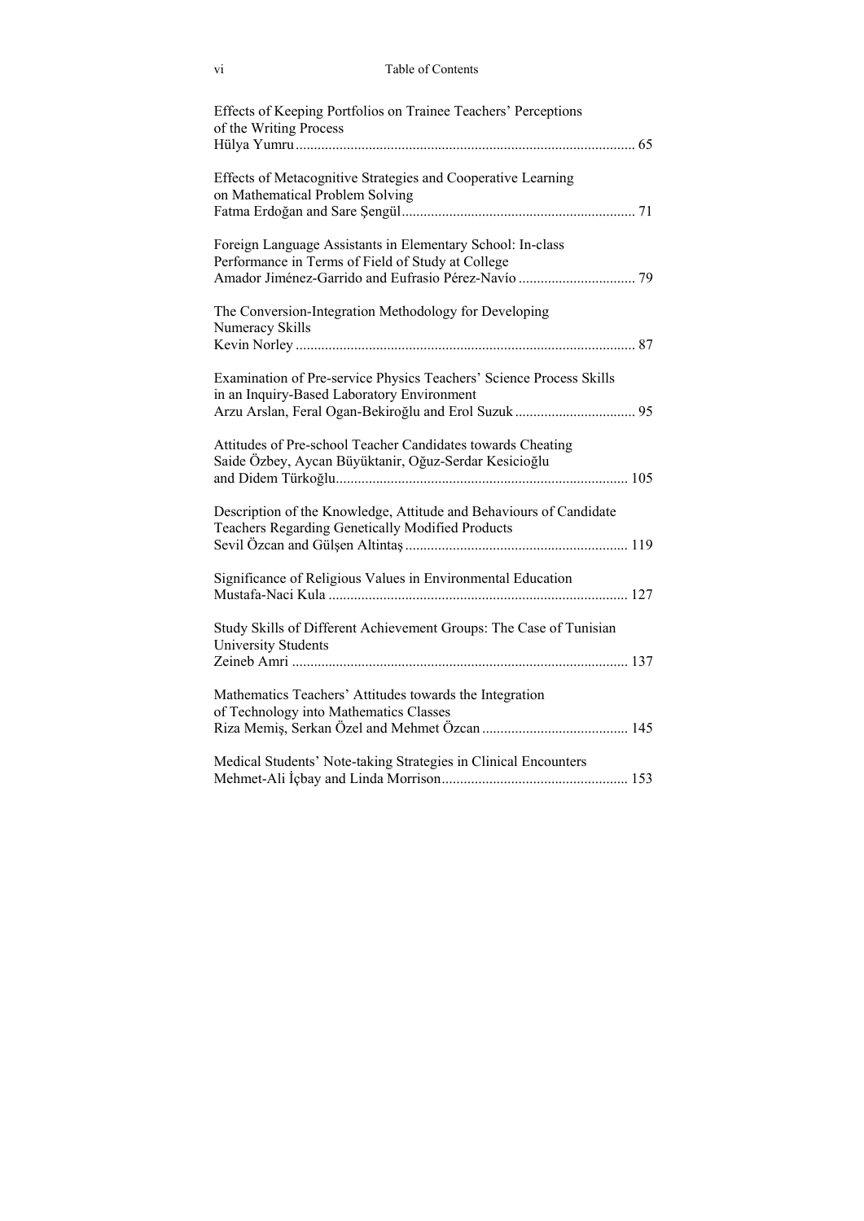Effects of Keeping Portfolios on Trainee Teachers' Perceptions of the Writing Process
Hülya Yumru ........................................................................................ 65

Effects of Metacognitive Strategies and Cooperative Learning on Mathematical Problem Solving
Fatma Erdoğan and Sare Şengül ............................................................ 71

Foreign Language Assistants in Elementary School: In-class Performance in Terms of Field of Study at College
Amador Jiménez-Garrido and Eufrasio Pérez-Navío ................................ 79

The Conversion-Integration Methodology for Developing Numeracy Skills
Kevin Norley ........................................................................................ 87

Examination of Pre-service Physics Teachers' Science Process Skills in an Inquiry-Based Laboratory Environment
Arzu Arslan, Feral Ogan-Bekiroğlu and Erol Suzuk ................................ 95

Attitudes of Pre-school Teacher Candidates towards Cheating
Saide Özbey, Aycan Büyüktanir, Oğuz-Serdar Kesicioğlu and Didem Türkoğlu ........................................................................... 105

Description of the Knowledge, Attitude and Behaviours of Candidate Teachers Regarding Genetically Modified Products
Sevil Özcan and Gülşen Altintaş ........................................................... 119

Significance of Religious Values in Environmental Education
Mustafa-Naci Kula ................................................................................ 127

Study Skills of Different Achievement Groups: The Case of Tunisian University Students
Zeineb Amri ........................................................................................ 137

Mathematics Teachers' Attitudes towards the Integration of Technology into Mathematics Classes
Riza Memiş, Serkan Özel and Mehmet Özcan ........................................ 145

Medical Students' Note-taking Strategies in Clinical Encounters
Mehmet-Ali İçbay and Linda Morrison .................................................. 153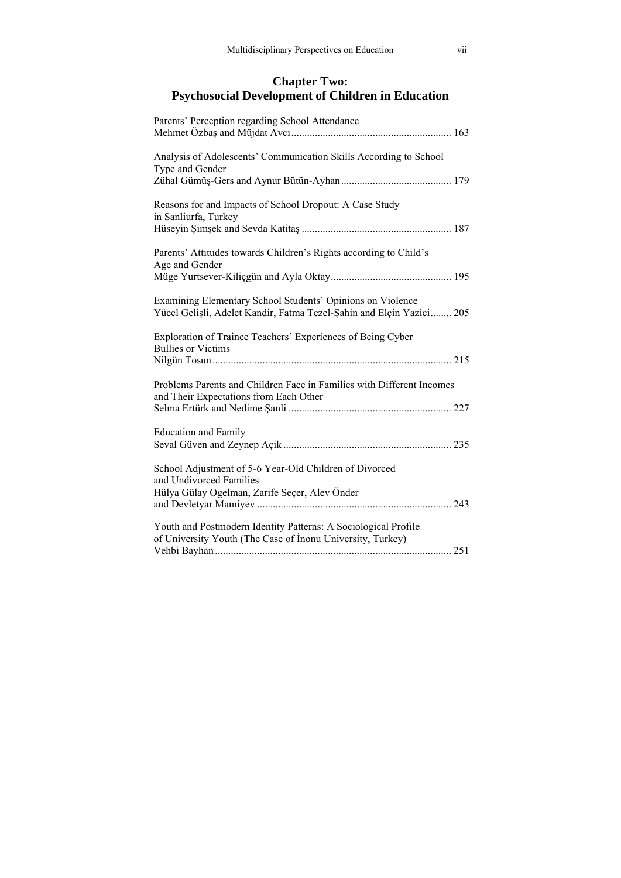## Chapter Two: Psychosocial Development of Children in Education

Parents' Perception regarding School Attendance
Mehmet Özbaş and Müjdat Avci ............................................................ 163

Analysis of Adolescents' Communication Skills According to School Type and Gender
Zühal Gümüş-Gers and Aynur Bütün-Ayhan .......................................... 179

Reasons for and Impacts of School Dropout: A Case Study in Sanliurfa, Turkey
Hüseyin Şimşek and Sevda Katitaş ........................................................ 187

Parents' Attitudes towards Children's Rights according to Child's Age and Gender
Müge Yurtsever-Kiliçgün and Ayla Oktay............................................. 195

Examining Elementary School Students' Opinions on Violence
Yücel Gelişli, Adelet Kandir, Fatma Tezel-Şahin and Elçin Yazici........ 205

Exploration of Trainee Teachers' Experiences of Being Cyber Bullies or Victims
Nilgün Tosun .......................................................................................... 215

Problems Parents and Children Face in Families with Different Incomes and Their Expectations from Each Other
Selma Ertürk and Nedime Şanli ............................................................. 227

Education and Family
Seval Güven and Zeynep Açik ............................................................... 235

School Adjustment of 5-6 Year-Old Children of Divorced and Undivorced Families
Hülya Gülay Ogelman, Zarife Seçer, Alev Önder and Devletyar Mamiyev ......................................................................... 243

Youth and Postmodern Identity Patterns: A Sociological Profile of University Youth (The Case of İnonu University, Turkey)
Vehbi Bayhan ......................................................................................... 251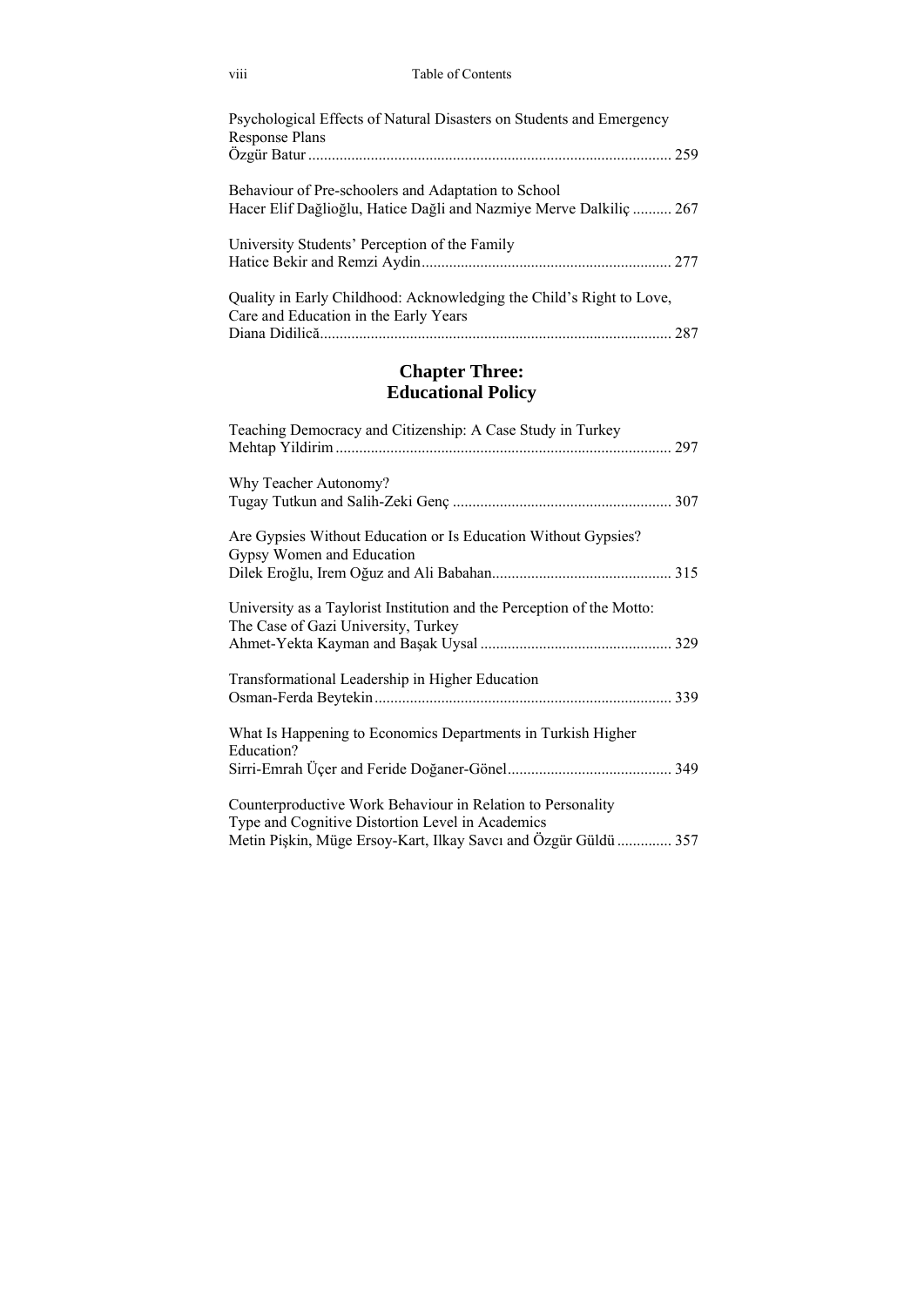Psychological Effects of Natural Disasters on Students and Emergency Response Plans
Özgür Batur ........................................................................................... 259

Behaviour of Pre-schoolers and Adaptation to School
Hacer Elif Dağlioğlu, Hatice Daği and Nazmiye Merve Dalkiliç .......... 267

University Students' Perception of the Family
Hatice Bekir and Remzi Aydin............................................................... 277

Quality in Early Childhood: Acknowledging the Child's Right to Love, Care and Education in the Early Years
Diana Didilică......................................................................................... 287

## Chapter Three: Educational Policy

Teaching Democracy and Citizenship: A Case Study in Turkey
Mehtap Yildirim..................................................................................... 297

Why Teacher Autonomy?
Tugay Tutkun and Salih-Zeki Genç ....................................................... 307

Are Gypsies Without Education or Is Education Without Gypsies? Gypsy Women and Education
Dilek Eroğlu, Irem Oğuz and Ali Babahan............................................. 315

University as a Taylorist Institution and the Perception of the Motto: The Case of Gazi University, Turkey
Ahmet-Yekta Kayman and Başak Uysal ................................................ 329

Transformational Leadership in Higher Education
Osman-Ferda Beytekin........................................................................... 339

What Is Happening to Economics Departments in Turkish Higher Education?
Sirri-Emrah Üçer and Feride Doğaner-Gönel......................................... 349

Counterproductive Work Behaviour in Relation to Personality Type and Cognitive Distortion Level in Academics
Metin Pişkin, Müge Ersoy-Kart, Ilkay Savcı and Özgür Güldü ............. 357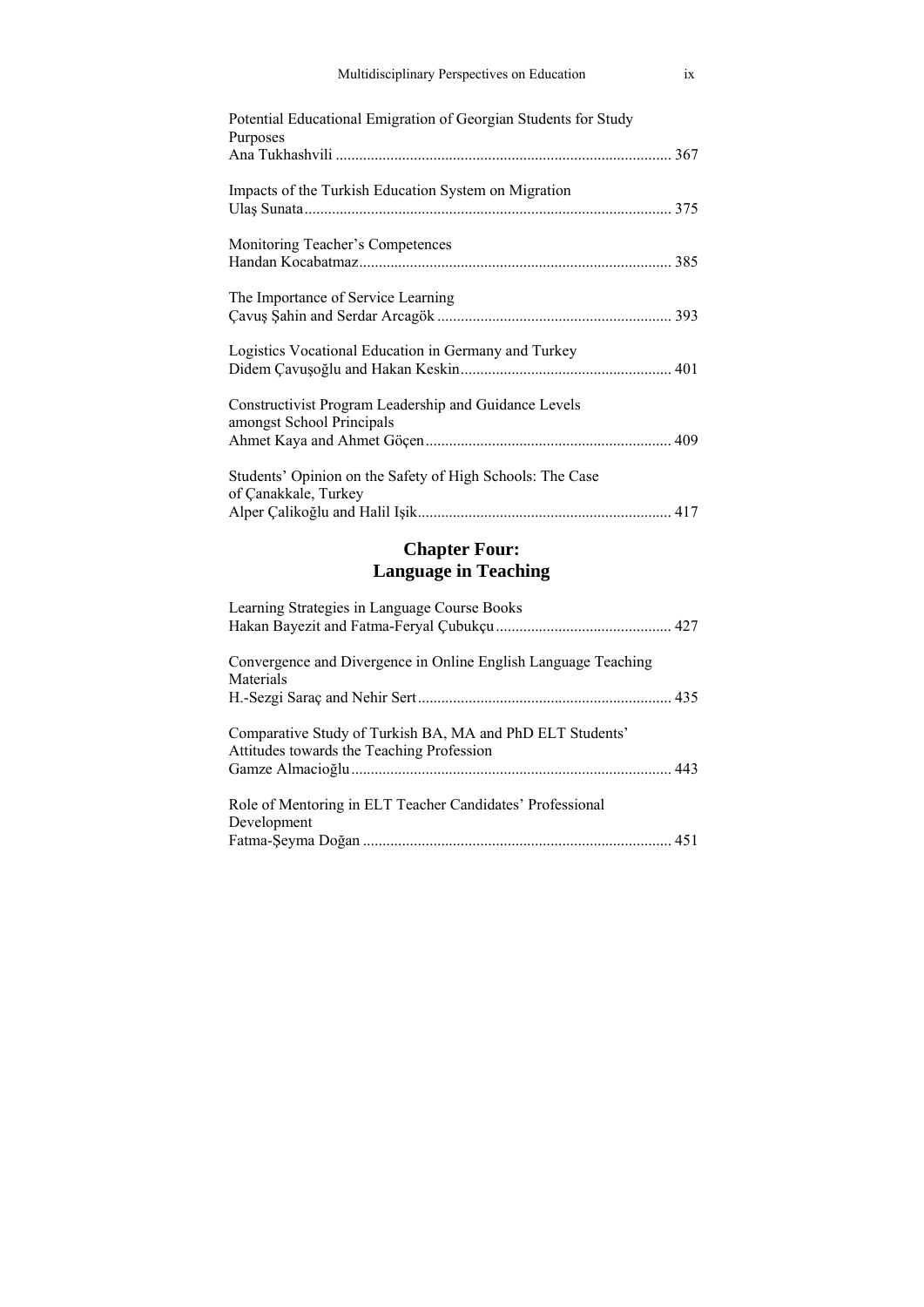Potential Educational Emigration of Georgian Students for Study Purposes
Ana Tukhashvili ..................................................................................... 367

Impacts of the Turkish Education System on Migration
Ulaş Sunata............................................................................................. 375

Monitoring Teacher's Competences
Handan Kocabatmaz................................................................................ 385

The Importance of Service Learning
Çavuş Şahin and Serdar Arcagök ........................................................... 393

Logistics Vocational Education in Germany and Turkey
Didem Çavuşoğlu and Hakan Keskin..................................................... 401

Constructivist Program Leadership and Guidance Levels amongst School Principals
Ahmet Kaya and Ahmet Göçen .............................................................. 409

Students' Opinion on the Safety of High Schools: The Case of Çanakkale, Turkey
Alper Çalikoğlu and Halil Işik................................................................. 417

## Chapter Four: Language in Teaching

Learning Strategies in Language Course Books
Hakan Bayezit and Fatma-Feryal Çubukçu ............................................ 427

Convergence and Divergence in Online English Language Teaching Materials
H.-Sezgi Saraç and Nehir Sert................................................................ 435

Comparative Study of Turkish BA, MA and PhD ELT Students' Attitudes towards the Teaching Profession
Gamze Almacioğlu ................................................................................. 443

Role of Mentoring in ELT Teacher Candidates' Professional Development
Fatma-Şeyma Doğan .............................................................................. 451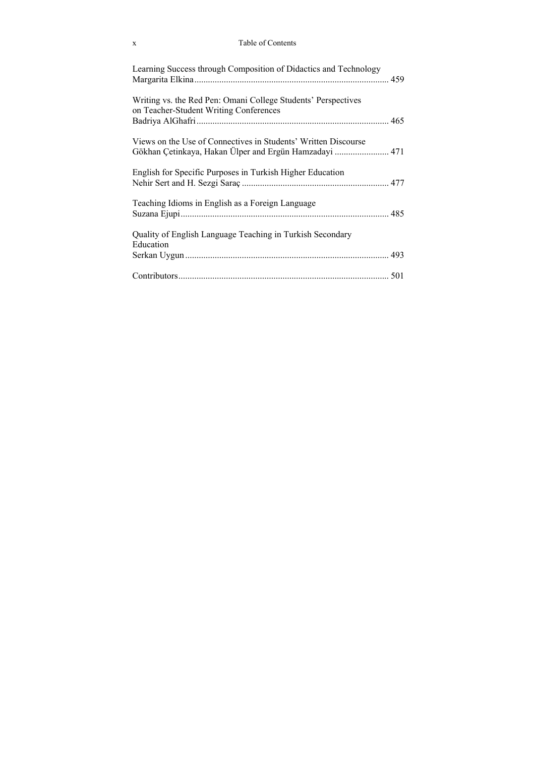Learning Success through Composition of Didactics and Technology
Margarita Elkina ..................................................................................... 459

Writing vs. the Red Pen: Omani College Students' Perspectives on Teacher-Student Writing Conferences
Badriya AlGhafri .................................................................................... 465

Views on the Use of Connectives in Students' Written Discourse
Gökhan Çetinkaya, Hakan Ülper and Ergün Hamzadayi ........................ 471

English for Specific Purposes in Turkish Higher Education
Nehir Sert and H. Sezgi Saraç ................................................................ 477

Teaching Idioms in English as a Foreign Language
Suzana Ejupi ........................................................................................... 485

Quality of English Language Teaching in Turkish Secondary Education
Serkan Uygun ......................................................................................... 493

Contributors ............................................................................................ 501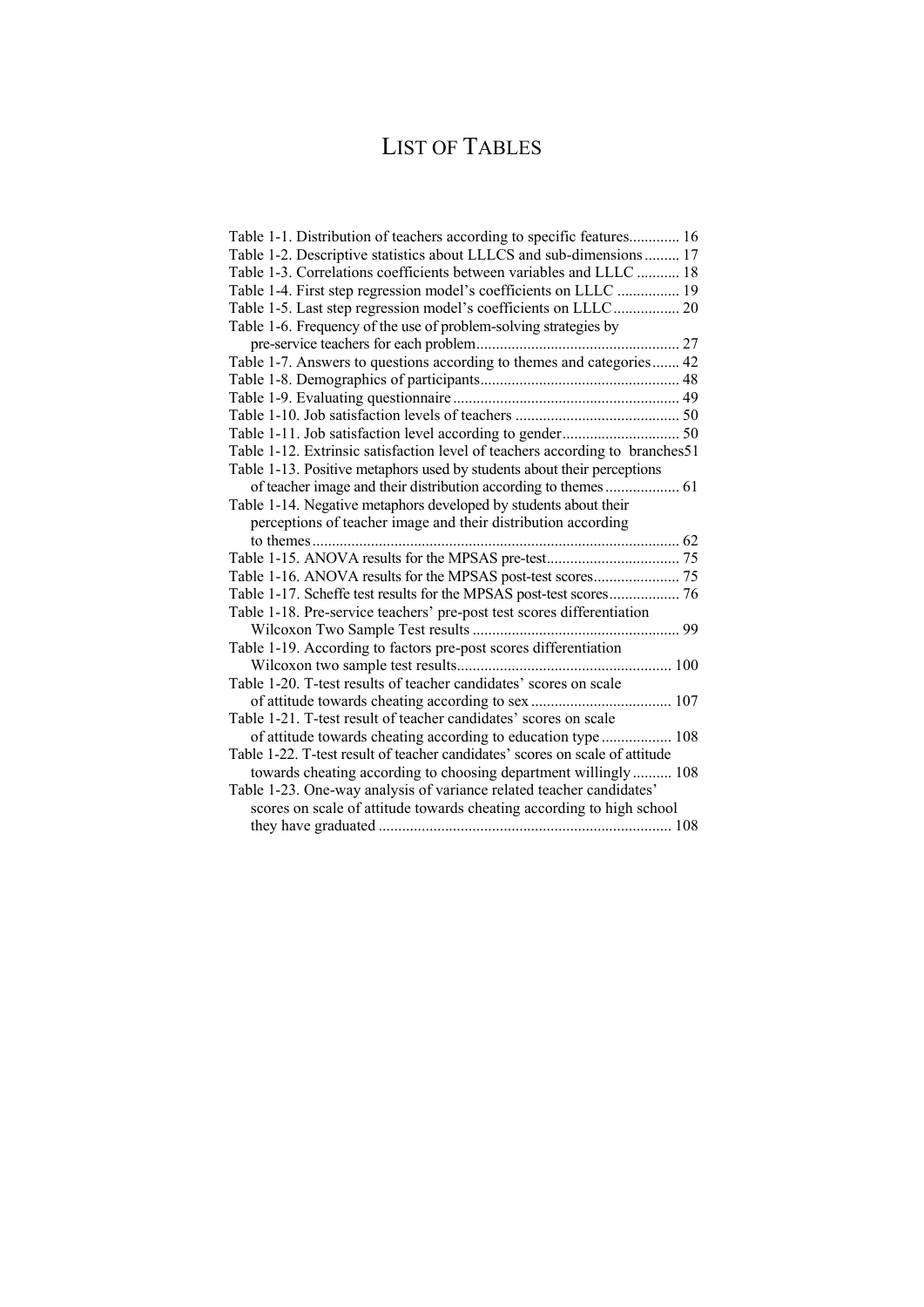# LIST OF TABLES

Table 1-1. Distribution of teachers according to specific features............. 16
Table 1-2. Descriptive statistics about LLLCS and sub-dimensions......... 17
Table 1-3. Correlations coefficients between variables and LLLC ........... 18
Table 1-4. First step regression model's coefficients on LLLC ................ 19
Table 1-5. Last step regression model's coefficients on LLLC................. 20
Table 1-6. Frequency of the use of problem-solving strategies by pre-service teachers for each problem.................................................... 27
Table 1-7. Answers to questions according to themes and categories....... 42
Table 1-8. Demographics of participants.................................................. 48
Table 1-9. Evaluating questionnaire.......................................................... 49
Table 1-10. Job satisfaction levels of teachers .......................................... 50
Table 1-11. Job satisfaction level according to gender.............................. 50
Table 1-12. Extrinsic satisfaction level of teachers according to branches51
Table 1-13. Positive metaphors used by students about their perceptions of teacher image and their distribution according to themes................... 61
Table 1-14. Negative metaphors developed by students about their perceptions of teacher image and their distribution according to themes.............................................................................................. 62
Table 1-15. ANOVA results for the MPSAS pre-test.................................. 75
Table 1-16. ANOVA results for the MPSAS post-test scores...................... 75
Table 1-17. Scheffe test results for the MPSAS post-test scores.................. 76
Table 1-18. Pre-service teachers' pre-post test scores differentiation Wilcoxon Two Sample Test results ..................................................... 99
Table 1-19. According to factors pre-post scores differentiation Wilcoxon two sample test results....................................................... 100
Table 1-20. T-test results of teacher candidates' scores on scale of attitude towards cheating according to sex .................................... 107
Table 1-21. T-test result of teacher candidates' scores on scale of attitude towards cheating according to education type .................. 108
Table 1-22. T-test result of teacher candidates' scores on scale of attitude towards cheating according to choosing department willingly .......... 108
Table 1-23. One-way analysis of variance related teacher candidates' scores on scale of attitude towards cheating according to high school they have graduated ........................................................................... 108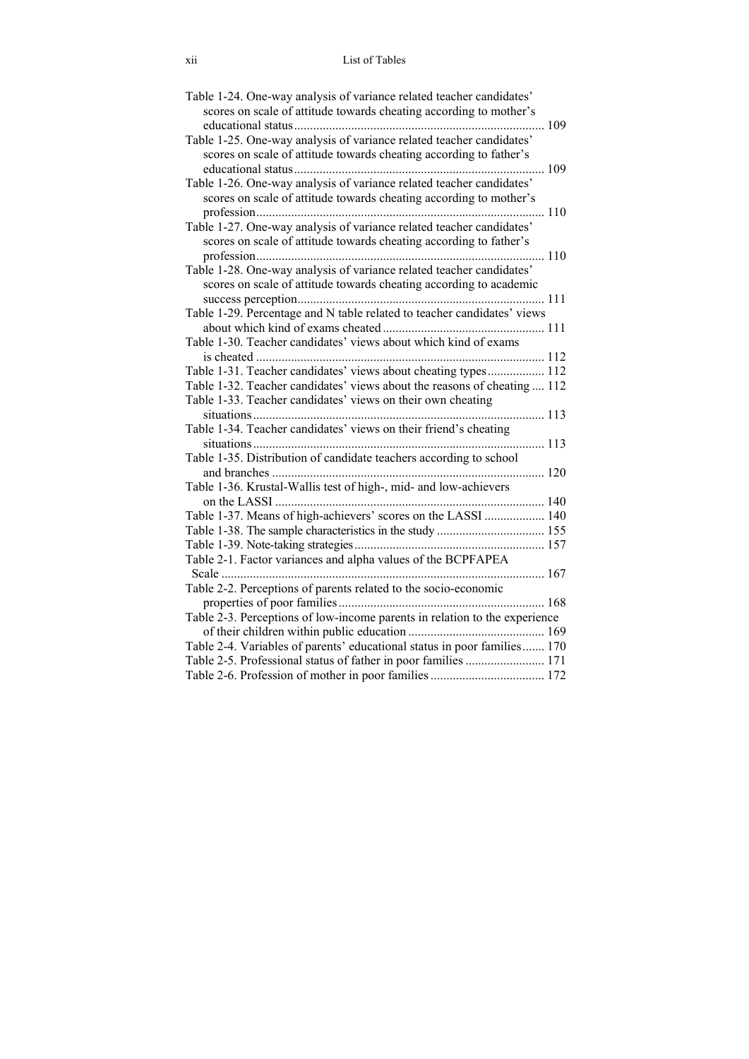Table 1-24. One-way analysis of variance related teacher candidates' scores on scale of attitude towards cheating according to mother's educational status ... 109

Table 1-25. One-way analysis of variance related teacher candidates' scores on scale of attitude towards cheating according to father's educational status ... 109

Table 1-26. One-way analysis of variance related teacher candidates' scores on scale of attitude towards cheating according to mother's profession ... 110

Table 1-27. One-way analysis of variance related teacher candidates' scores on scale of attitude towards cheating according to father's profession ... 110

Table 1-28. One-way analysis of variance related teacher candidates' scores on scale of attitude towards cheating according to academic success perception ... 111

Table 1-29. Percentage and N table related to teacher candidates' views about which kind of exams cheated ... 111

Table 1-30. Teacher candidates' views about which kind of exams is cheated ... 112

Table 1-31. Teacher candidates' views about cheating types ... 112

Table 1-32. Teacher candidates' views about the reasons of cheating ... 112

Table 1-33. Teacher candidates' views on their own cheating situations ... 113

Table 1-34. Teacher candidates' views on their friend's cheating situations ... 113

Table 1-35. Distribution of candidate teachers according to school and branches ... 120

Table 1-36. Krustal-Wallis test of high-, mid- and low-achievers on the LASSI ... 140

Table 1-37. Means of high-achievers' scores on the LASSI ... 140

Table 1-38. The sample characteristics in the study ... 155

Table 1-39. Note-taking strategies ... 157

Table 2-1. Factor variances and alpha values of the BCPFAPEA Scale ... 167

Table 2-2. Perceptions of parents related to the socio-economic properties of poor families ... 168

Table 2-3. Perceptions of low-income parents in relation to the experience of their children within public education ... 169

Table 2-4. Variables of parents' educational status in poor families ... 170

Table 2-5. Professional status of father in poor families ... 171

Table 2-6. Profession of mother in poor families ... 172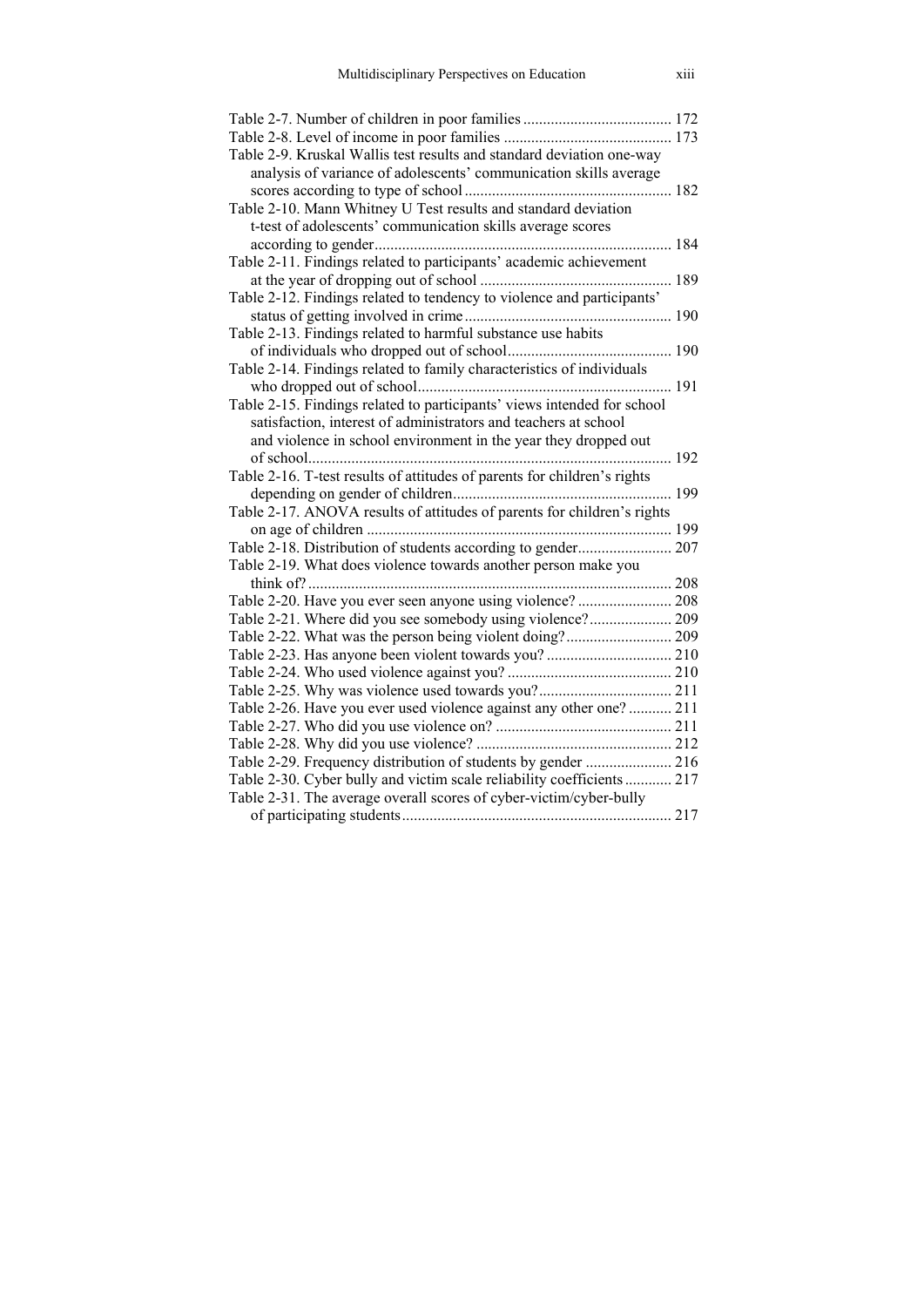Table 2-7. Number of children in poor families ...................................... 172
Table 2-8. Level of income in poor families ........................................... 173
Table 2-9. Kruskal Wallis test results and standard deviation one-way analysis of variance of adolescents' communication skills average scores according to type of school ..................................................... 182
Table 2-10. Mann Whitney U Test results and standard deviation t-test of adolescents' communication skills average scores according to gender ........................................................................... 184
Table 2-11. Findings related to participants' academic achievement at the year of dropping out of school ................................................. 189
Table 2-12. Findings related to tendency to violence and participants' status of getting involved in crime .................................................... 190
Table 2-13. Findings related to harmful substance use habits of individuals who dropped out of school .......................................... 190
Table 2-14. Findings related to family characteristics of individuals who dropped out of school ................................................................. 191
Table 2-15. Findings related to participants' views intended for school satisfaction, interest of administrators and teachers at school and violence in school environment in the year they dropped out of school ............................................................................................ 192
Table 2-16. T-test results of attitudes of parents for children's rights depending on gender of children ........................................................ 199
Table 2-17. ANOVA results of attitudes of parents for children's rights on age of children ............................................................................. 199
Table 2-18. Distribution of students according to gender ........................ 207
Table 2-19. What does violence towards another person make you think of? ............................................................................................ 208
Table 2-20. Have you ever seen anyone using violence? ........................ 208
Table 2-21. Where did you see somebody using violence? ..................... 209
Table 2-22. What was the person being violent doing? ........................... 209
Table 2-23. Has anyone been violent towards you? ................................ 210
Table 2-24. Who used violence against you? .......................................... 210
Table 2-25. Why was violence used towards you? .................................. 211
Table 2-26. Have you ever used violence against any other one? ........... 211
Table 2-27. Who did you use violence on? ............................................. 211
Table 2-28. Why did you use violence? ................................................... 212
Table 2-29. Frequency distribution of students by gender ...................... 216
Table 2-30. Cyber bully and victim scale reliability coefficients ............ 217
Table 2-31. The average overall scores of cyber-victim/cyber-bully of participating students ..................................................................... 217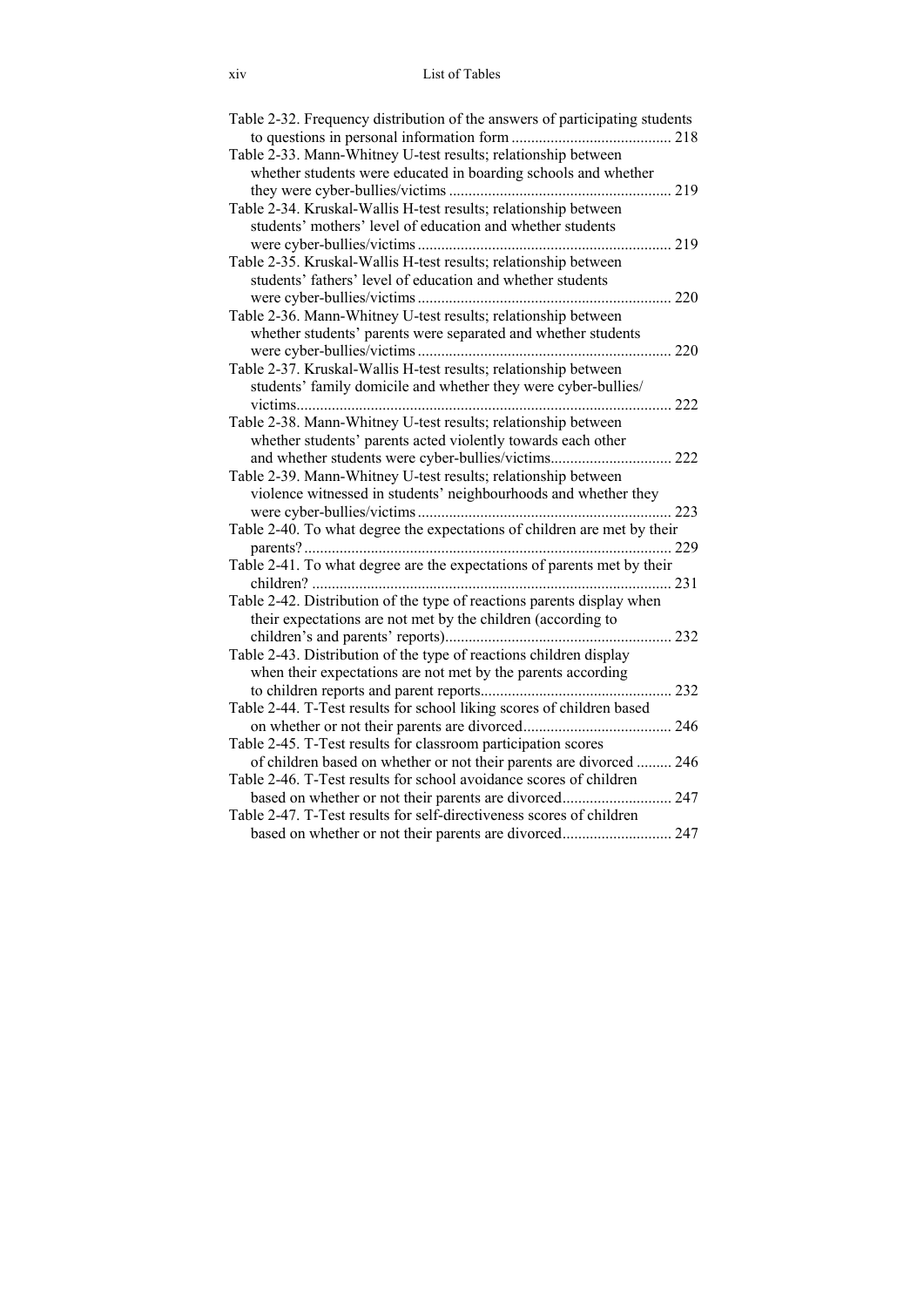Table 2-32. Frequency distribution of the answers of participating students to questions in personal information form ......................................... 218

Table 2-33. Mann-Whitney U-test results; relationship between whether students were educated in boarding schools and whether they were cyber-bullies/victims ......................................................... 219

Table 2-34. Kruskal-Wallis H-test results; relationship between students' mothers' level of education and whether students were cyber-bullies/victims ................................................................ 219

Table 2-35. Kruskal-Wallis H-test results; relationship between students' fathers' level of education and whether students were cyber-bullies/victims ................................................................ 220

Table 2-36. Mann-Whitney U-test results; relationship between whether students' parents were separated and whether students were cyber-bullies/victims ................................................................ 220

Table 2-37. Kruskal-Wallis H-test results; relationship between students' family domicile and whether they were cyber-bullies/victims............................................................................................... 222

Table 2-38. Mann-Whitney U-test results; relationship between whether students' parents acted violently towards each other and whether students were cyber-bullies/victims............................... 222

Table 2-39. Mann-Whitney U-test results; relationship between violence witnessed in students' neighbourhoods and whether they were cyber-bullies/victims ................................................................ 223

Table 2-40. To what degree the expectations of children are met by their parents? ............................................................................................ 229

Table 2-41. To what degree are the expectations of parents met by their children? ........................................................................................... 231

Table 2-42. Distribution of the type of reactions parents display when their expectations are not met by the children (according to children's and parents' reports).......................................................... 232

Table 2-43. Distribution of the type of reactions children display when their expectations are not met by the parents according to children reports and parent reports................................................. 232

Table 2-44. T-Test results for school liking scores of children based on whether or not their parents are divorced...................................... 246

Table 2-45. T-Test results for classroom participation scores of children based on whether or not their parents are divorced ......... 246

Table 2-46. T-Test results for school avoidance scores of children based on whether or not their parents are divorced............................ 247

Table 2-47. T-Test results for self-directiveness scores of children based on whether or not their parents are divorced............................ 247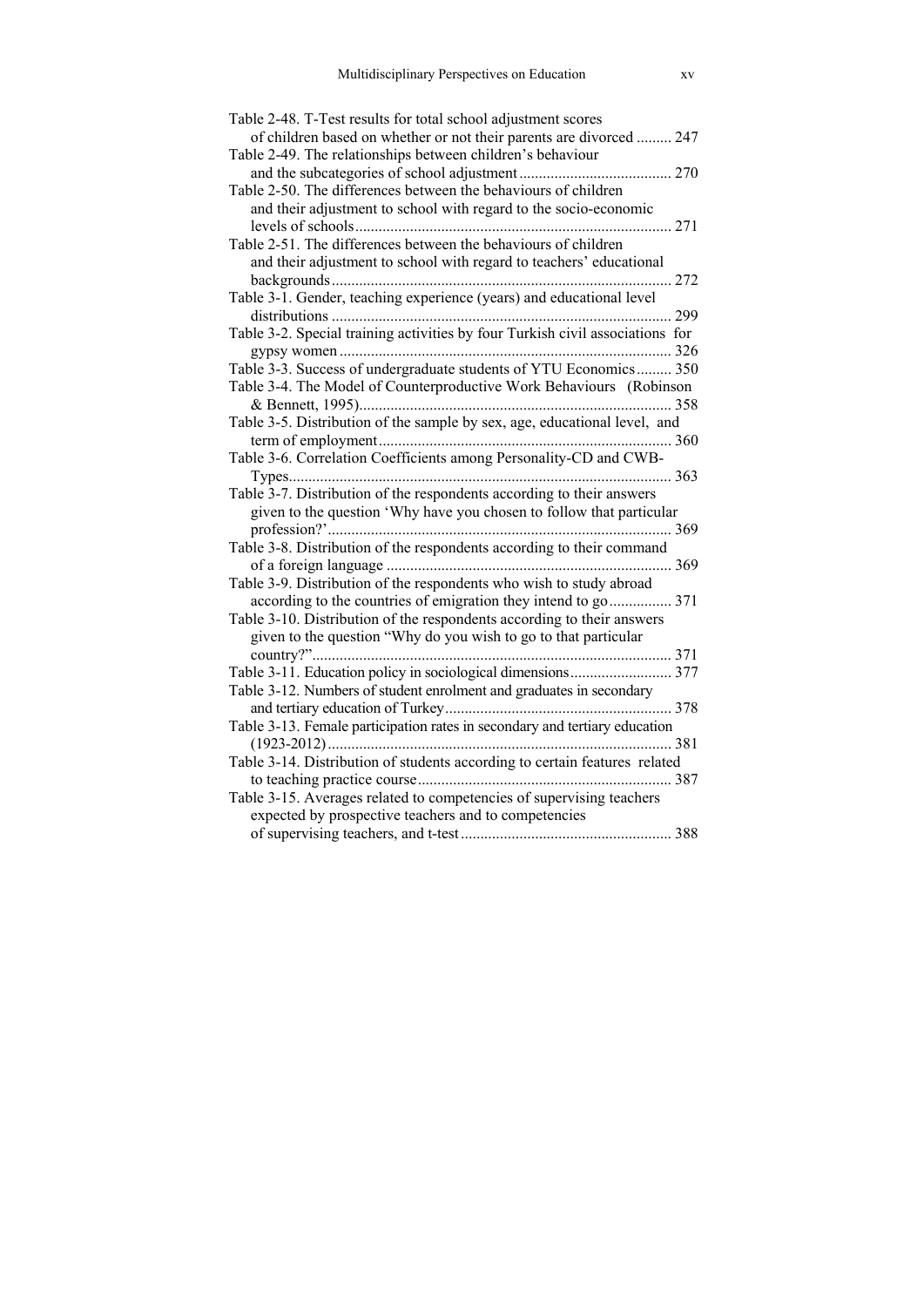Table 2-48. T-Test results for total school adjustment scores of children based on whether or not their parents are divorced ......... 247

Table 2-49. The relationships between children's behaviour and the subcategories of school adjustment ....................................... 270

Table 2-50. The differences between the behaviours of children and their adjustment to school with regard to the socio-economic levels of schools ................................................................................. 271

Table 2-51. The differences between the behaviours of children and their adjustment to school with regard to teachers' educational backgrounds ....................................................................................... 272

Table 3-1. Gender, teaching experience (years) and educational level distributions ....................................................................................... 299

Table 3-2. Special training activities by four Turkish civil associations for gypsy women ..................................................................................... 326

Table 3-3. Success of undergraduate students of YTU Economics ......... 350

Table 3-4. The Model of Counterproductive Work Behaviours (Robinson & Bennett, 1995)................................................................................ 358

Table 3-5. Distribution of the sample by sex, age, educational level, and term of employment ........................................................................... 360

Table 3-6. Correlation Coefficients among Personality-CD and CWB-Types.................................................................................................. 363

Table 3-7. Distribution of the respondents according to their answers given to the question 'Why have you chosen to follow that particular profession?' ........................................................................................ 369

Table 3-8. Distribution of the respondents according to their command of a foreign language .......................................................................... 369

Table 3-9. Distribution of the respondents who wish to study abroad according to the countries of emigration they intend to go ................ 371

Table 3-10. Distribution of the respondents according to their answers given to the question "Why do you wish to go to that particular country?" ............................................................................................ 371

Table 3-11. Education policy in sociological dimensions .......................... 377

Table 3-12. Numbers of student enrolment and graduates in secondary and tertiary education of Turkey .......................................................... 378

Table 3-13. Female participation rates in secondary and tertiary education (1923-2012) ........................................................................................ 381

Table 3-14. Distribution of students according to certain features related to teaching practice course ................................................................. 387

Table 3-15. Averages related to competencies of supervising teachers expected by prospective teachers and to competencies of supervising teachers, and t-test ...................................................... 388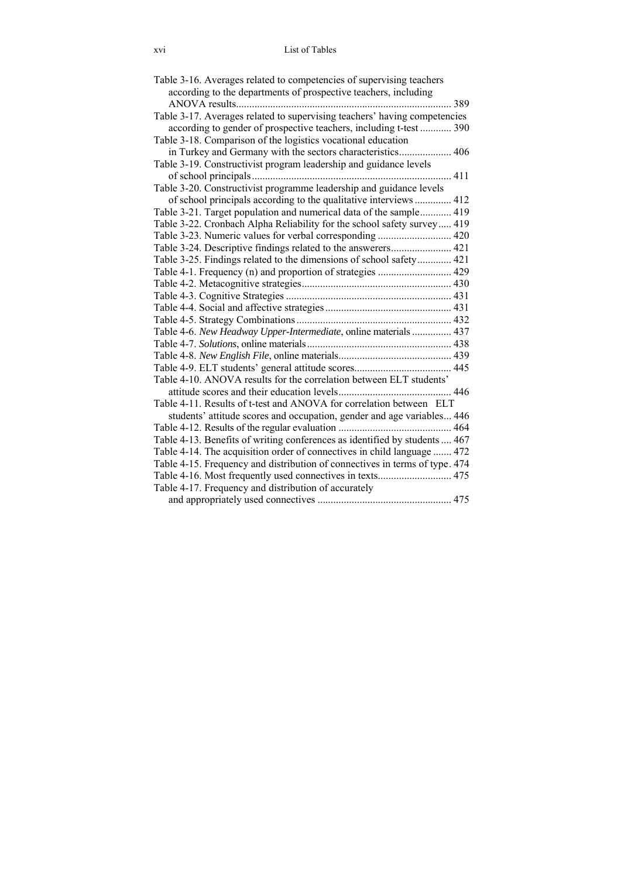Table 3-16. Averages related to competencies of supervising teachers according to the departments of prospective teachers, including ANOVA results.................................................................................. 389
Table 3-17. Averages related to supervising teachers' having competencies according to gender of prospective teachers, including t-test ............ 390
Table 3-18. Comparison of the logistics vocational education in Turkey and Germany with the sectors characteristics.................... 406
Table 3-19. Constructivist program leadership and guidance levels of school principals........................................................................... 411
Table 3-20. Constructivist programme leadership and guidance levels of school principals according to the qualitative interviews .............. 412
Table 3-21. Target population and numerical data of the sample............ 419
Table 3-22. Cronbach Alpha Reliability for the school safety survey..... 419
Table 3-23. Numeric values for verbal corresponding ............................ 420
Table 3-24. Descriptive findings related to the answerers....................... 421
Table 3-25. Findings related to the dimensions of school safety............. 421
Table 4-1. Frequency (n) and proportion of strategies ............................ 429
Table 4-2. Metacognitive strategies......................................................... 430
Table 4-3. Cognitive Strategies ............................................................... 431
Table 4-4. Social and affective strategies................................................ 431
Table 4-5. Strategy Combinations........................................................... 432
Table 4-6. *New Headway Upper-Intermediate*, online materials ............... 437
Table 4-7. *Solutions*, online materials....................................................... 438
Table 4-8. *New English File*, online materials........................................... 439
Table 4-9. ELT students' general attitude scores..................................... 445
Table 4-10. ANOVA results for the correlation between ELT students' attitude scores and their education levels........................................... 446
Table 4-11. Results of t-test and ANOVA for correlation between ELT students' attitude scores and occupation, gender and age variables... 446
Table 4-12. Results of the regular evaluation ........................................... 464
Table 4-13. Benefits of writing conferences as identified by students .... 467
Table 4-14. The acquisition order of connectives in child language ....... 472
Table 4-15. Frequency and distribution of connectives in terms of type. 474
Table 4-16. Most frequently used connectives in texts............................ 475
Table 4-17. Frequency and distribution of accurately and appropriately used connectives ................................................... 475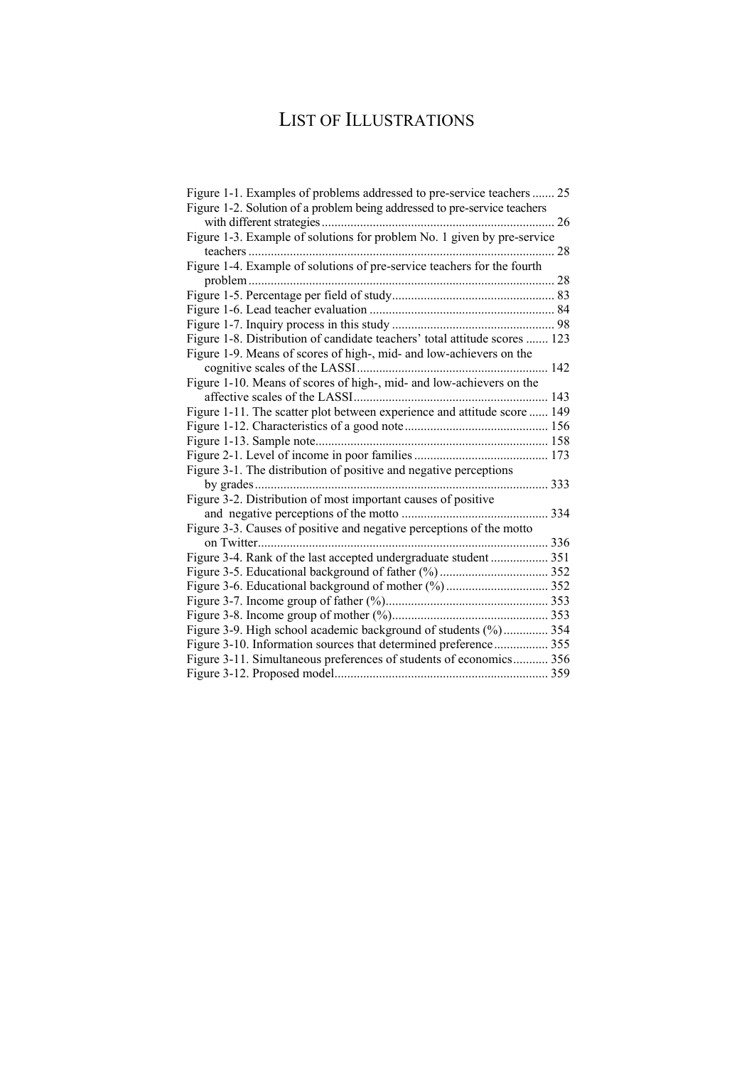# LIST OF ILLUSTRATIONS

Figure 1-1. Examples of problems addressed to pre-service teachers ....... 25
Figure 1-2. Solution of a problem being addressed to pre-service teachers with different strategies ......................................................................... 26
Figure 1-3. Example of solutions for problem No. 1 given by pre-service teachers ................................................................................................ 28
Figure 1-4. Example of solutions of pre-service teachers for the fourth problem ................................................................................................ 28
Figure 1-5. Percentage per field of study................................................... 83
Figure 1-6. Lead teacher evaluation .......................................................... 84
Figure 1-7. Inquiry process in this study ................................................... 98
Figure 1-8. Distribution of candidate teachers' total attitude scores ....... 123
Figure 1-9. Means of scores of high-, mid- and low-achievers on the cognitive scales of the LASSI ........................................................... 142
Figure 1-10. Means of scores of high-, mid- and low-achievers on the affective scales of the LASSI ............................................................ 143
Figure 1-11. The scatter plot between experience and attitude score ...... 149
Figure 1-12. Characteristics of a good note ............................................. 156
Figure 1-13. Sample note......................................................................... 158
Figure 2-1. Level of income in poor families .......................................... 173
Figure 3-1. The distribution of positive and negative perceptions by grades ............................................................................................ 333
Figure 3-2. Distribution of most important causes of positive and negative perceptions of the motto .............................................. 334
Figure 3-3. Causes of positive and negative perceptions of the motto on Twitter........................................................................................... 336
Figure 3-4. Rank of the last accepted undergraduate student .................. 351
Figure 3-5. Educational background of father (%) .................................. 352
Figure 3-6. Educational background of mother (%) ................................ 352
Figure 3-7. Income group of father (%)................................................... 353
Figure 3-8. Income group of mother (%)................................................. 353
Figure 3-9. High school academic background of students (%) .............. 354
Figure 3-10. Information sources that determined preference ................. 355
Figure 3-11. Simultaneous preferences of students of economics........... 356
Figure 3-12. Proposed model................................................................... 359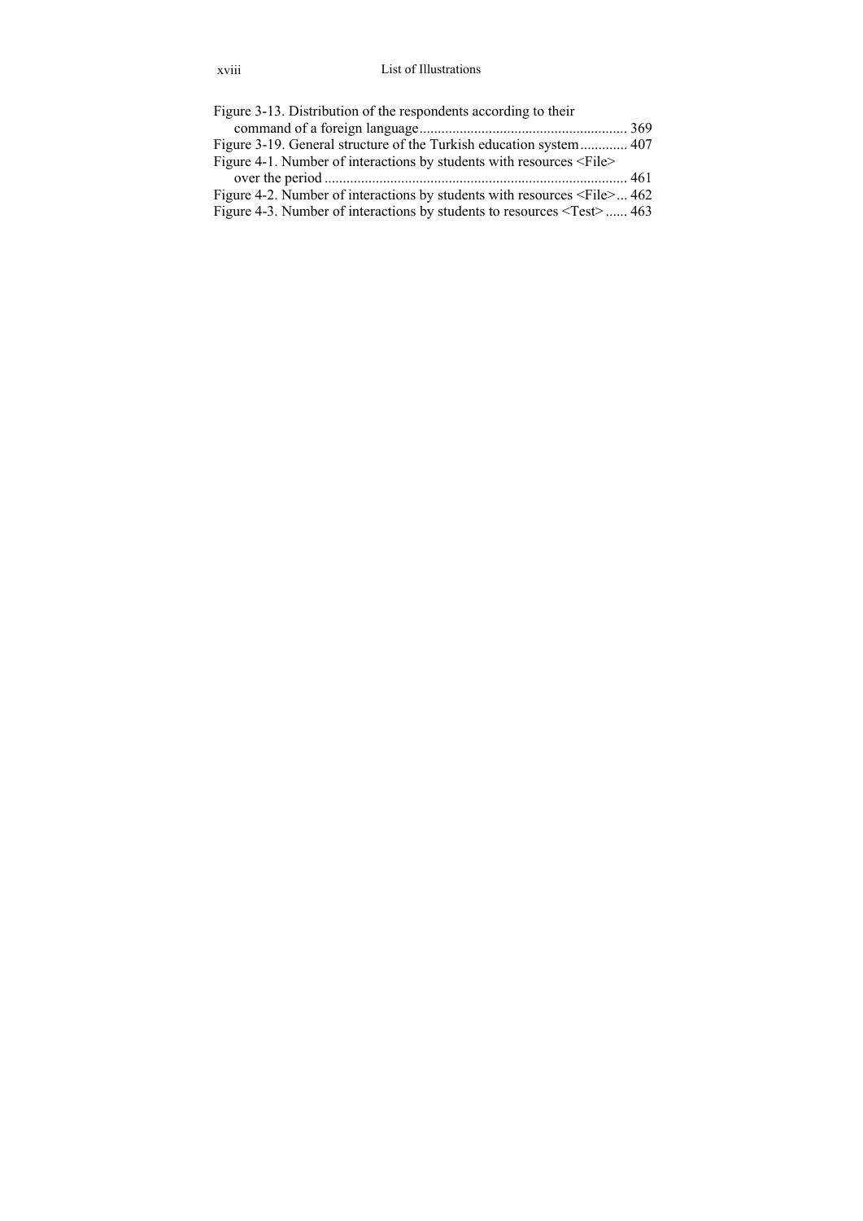Figure 3-13. Distribution of the respondents according to their command of a foreign language ........................................................ 369
Figure 3-19. General structure of the Turkish education system ............. 407
Figure 4-1. Number of interactions by students with resources <File> over the period .................................................................................. 461
Figure 4-2. Number of interactions by students with resources <File> ... 462
Figure 4-3. Number of interactions by students to resources <Test> ...... 463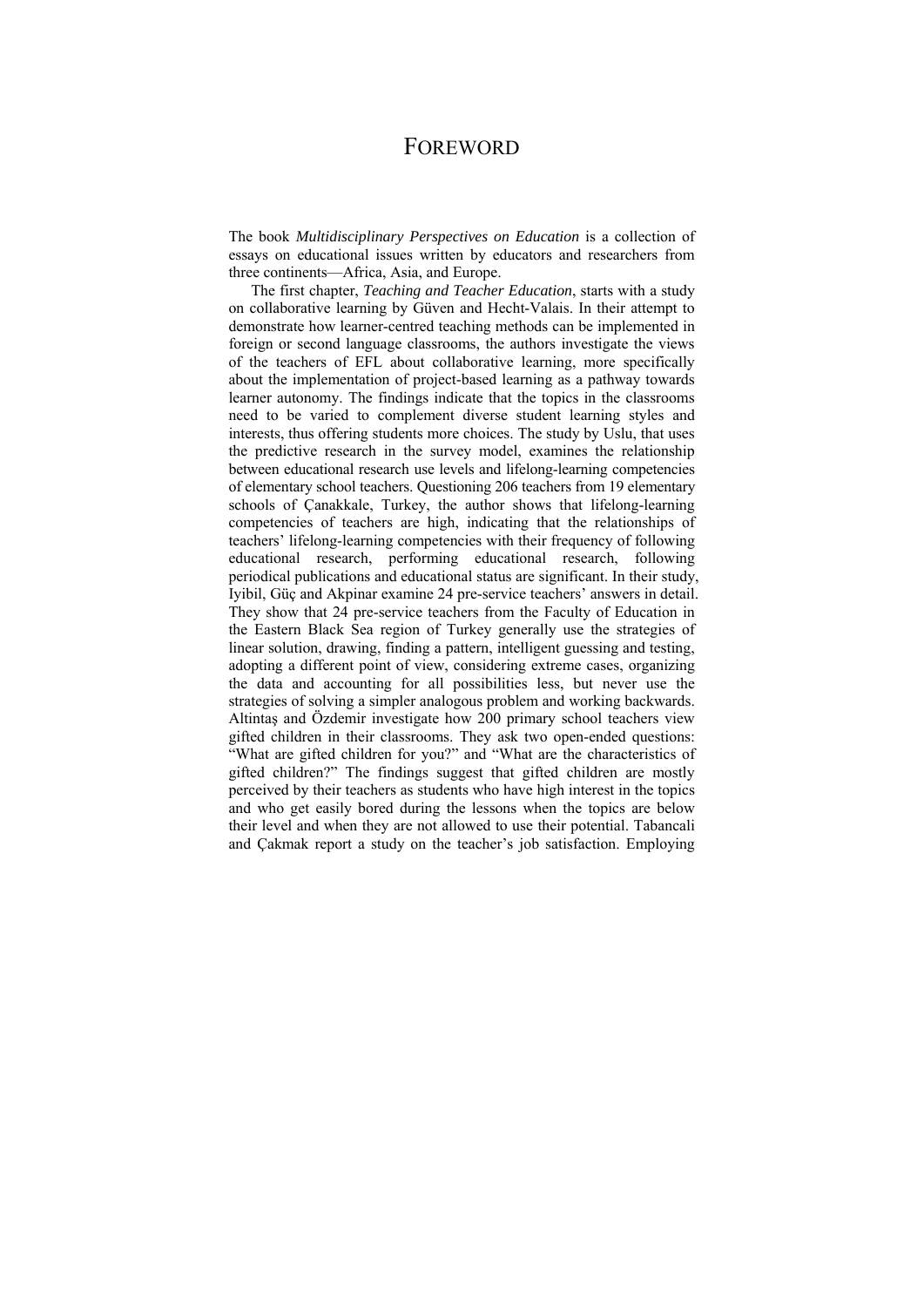# Foreword

The book *Multidisciplinary Perspectives on Education* is a collection of essays on educational issues written by educators and researchers from three continents—Africa, Asia, and Europe.

The first chapter, *Teaching and Teacher Education*, starts with a study on collaborative learning by Güven and Hecht-Valais. In their attempt to demonstrate how learner-centred teaching methods can be implemented in foreign or second language classrooms, the authors investigate the views of the teachers of EFL about collaborative learning, more specifically about the implementation of project-based learning as a pathway towards learner autonomy. The findings indicate that the topics in the classrooms need to be varied to complement diverse student learning styles and interests, thus offering students more choices. The study by Uslu, that uses the predictive research in the survey model, examines the relationship between educational research use levels and lifelong-learning competencies of elementary school teachers. Questioning 206 teachers from 19 elementary schools of Çanakkale, Turkey, the author shows that lifelong-learning competencies of teachers are high, indicating that the relationships of teachers' lifelong-learning competencies with their frequency of following educational research, performing educational research, following periodical publications and educational status are significant. In their study, Iyibil, Güç and Akpinar examine 24 pre-service teachers' answers in detail. They show that 24 pre-service teachers from the Faculty of Education in the Eastern Black Sea region of Turkey generally use the strategies of linear solution, drawing, finding a pattern, intelligent guessing and testing, adopting a different point of view, considering extreme cases, organizing the data and accounting for all possibilities less, but never use the strategies of solving a simpler analogous problem and working backwards. Altintaş and Özdemir investigate how 200 primary school teachers view gifted children in their classrooms. They ask two open-ended questions: "What are gifted children for you?" and "What are the characteristics of gifted children?" The findings suggest that gifted children are mostly perceived by their teachers as students who have high interest in the topics and who get easily bored during the lessons when the topics are below their level and when they are not allowed to use their potential. Tabancali and Çakmak report a study on the teacher's job satisfaction. Employing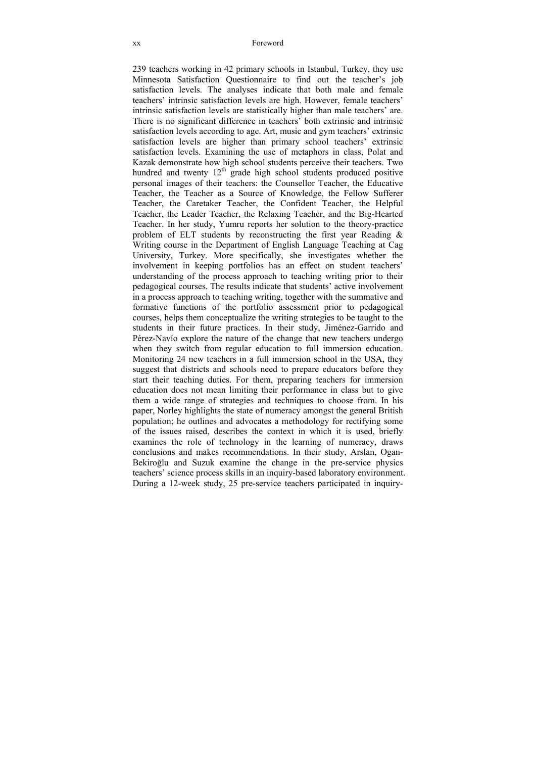239 teachers working in 42 primary schools in Istanbul, Turkey, they use Minnesota Satisfaction Questionnaire to find out the teacher's job satisfaction levels. The analyses indicate that both male and female teachers' intrinsic satisfaction levels are high. However, female teachers' intrinsic satisfaction levels are statistically higher than male teachers' are. There is no significant difference in teachers' both extrinsic and intrinsic satisfaction levels according to age. Art, music and gym teachers' extrinsic satisfaction levels are higher than primary school teachers' extrinsic satisfaction levels. Examining the use of metaphors in class, Polat and Kazak demonstrate how high school students perceive their teachers. Two hundred and twenty $12^{th}$ grade high school students produced positive personal images of their teachers: the Counsellor Teacher, the Educative Teacher, the Teacher as a Source of Knowledge, the Fellow Sufferer Teacher, the Caretaker Teacher, the Confident Teacher, the Helpful Teacher, the Leader Teacher, the Relaxing Teacher, and the Big-Hearted Teacher. In her study, Yumru reports her solution to the theory-practice problem of ELT students by reconstructing the first year Reading & Writing course in the Department of English Language Teaching at Cag University, Turkey. More specifically, she investigates whether the involvement in keeping portfolios has an effect on student teachers' understanding of the process approach to teaching writing prior to their pedagogical courses. The results indicate that students' active involvement in a process approach to teaching writing, together with the summative and formative functions of the portfolio assessment prior to pedagogical courses, helps them conceptualize the writing strategies to be taught to the students in their future practices. In their study, Jiménez-Garrido and Pérez-Navío explore the nature of the change that new teachers undergo when they switch from regular education to full immersion education. Monitoring 24 new teachers in a full immersion school in the USA, they suggest that districts and schools need to prepare educators before they start their teaching duties. For them, preparing teachers for immersion education does not mean limiting their performance in class but to give them a wide range of strategies and techniques to choose from. In his paper, Norley highlights the state of numeracy amongst the general British population; he outlines and advocates a methodology for rectifying some of the issues raised, describes the context in which it is used, briefly examines the role of technology in the learning of numeracy, draws conclusions and makes recommendations. In their study, Arslan, Ogan-Bekiroğlu and Suzuk examine the change in the pre-service physics teachers' science process skills in an inquiry-based laboratory environment. During a 12-week study, 25 pre-service teachers participated in inquiry-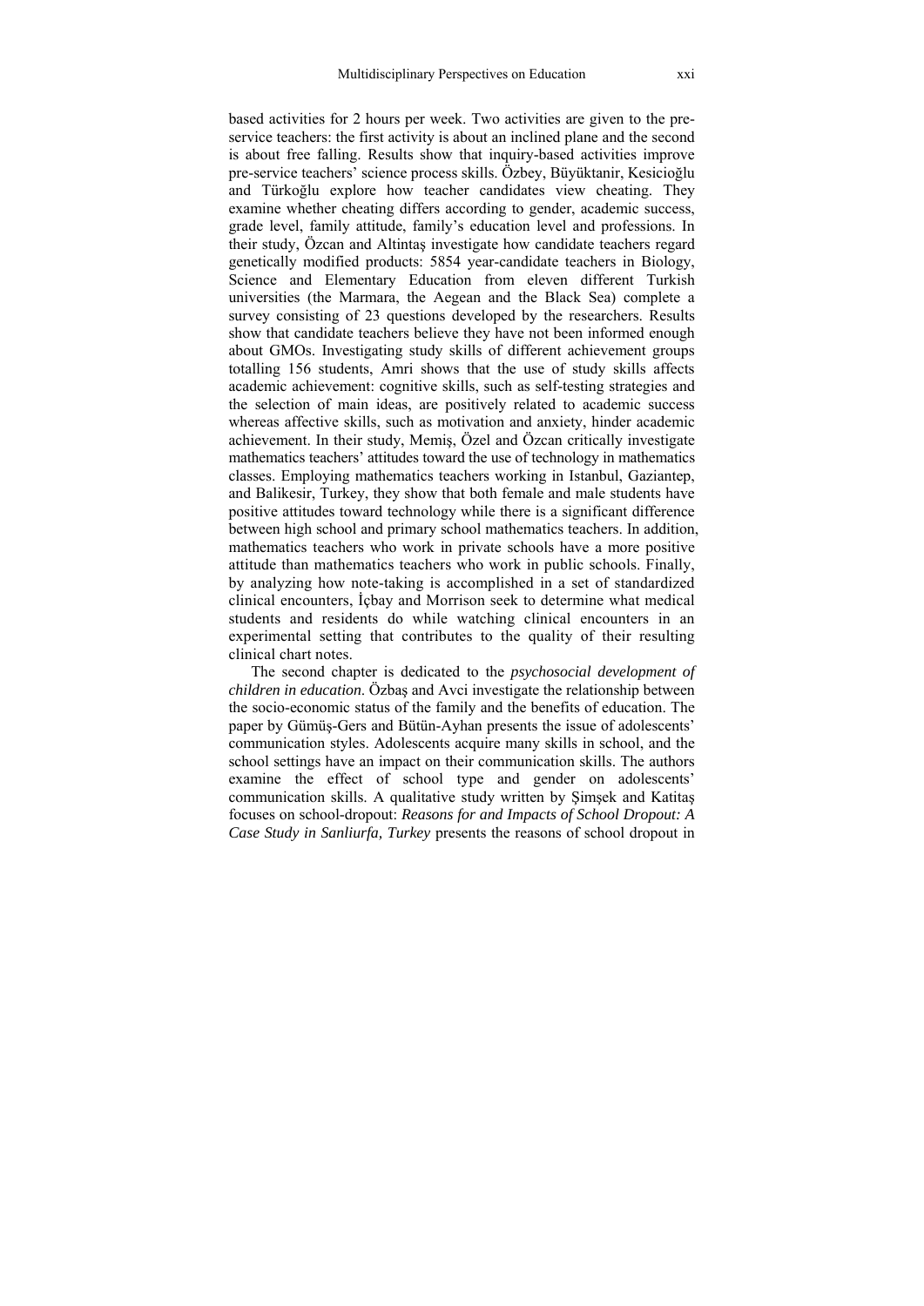based activities for 2 hours per week. Two activities are given to the pre-service teachers: the first activity is about an inclined plane and the second is about free falling. Results show that inquiry-based activities improve pre-service teachers' science process skills. Özbey, Büyüktanir, Kesicioğlu and Türkoğlu explore how teacher candidates view cheating. They examine whether cheating differs according to gender, academic success, grade level, family attitude, family's education level and professions. In their study, Özcan and Altintaş investigate how candidate teachers regard genetically modified products: 5854 year-candidate teachers in Biology, Science and Elementary Education from eleven different Turkish universities (the Marmara, the Aegean and the Black Sea) complete a survey consisting of 23 questions developed by the researchers. Results show that candidate teachers believe they have not been informed enough about GMOs. Investigating study skills of different achievement groups totalling 156 students, Amri shows that the use of study skills affects academic achievement: cognitive skills, such as self-testing strategies and the selection of main ideas, are positively related to academic success whereas affective skills, such as motivation and anxiety, hinder academic achievement. In their study, Memiş, Özel and Özcan critically investigate mathematics teachers' attitudes toward the use of technology in mathematics classes. Employing mathematics teachers working in Istanbul, Gaziantep, and Balikesir, Turkey, they show that both female and male students have positive attitudes toward technology while there is a significant difference between high school and primary school mathematics teachers. In addition, mathematics teachers who work in private schools have a more positive attitude than mathematics teachers who work in public schools. Finally, by analyzing how note-taking is accomplished in a set of standardized clinical encounters, İçbay and Morrison seek to determine what medical students and residents do while watching clinical encounters in an experimental setting that contributes to the quality of their resulting clinical chart notes.

The second chapter is dedicated to the *psychosocial development of children in education*. Özbaş and Avci investigate the relationship between the socio-economic status of the family and the benefits of education. The paper by Gümüş-Gers and Bütün-Ayhan presents the issue of adolescents' communication styles. Adolescents acquire many skills in school, and the school settings have an impact on their communication skills. The authors examine the effect of school type and gender on adolescents' communication skills. A qualitative study written by Şimşek and Katitaş focuses on school-dropout: *Reasons for and Impacts of School Dropout: A Case Study in Sanliurfa, Turkey* presents the reasons of school dropout in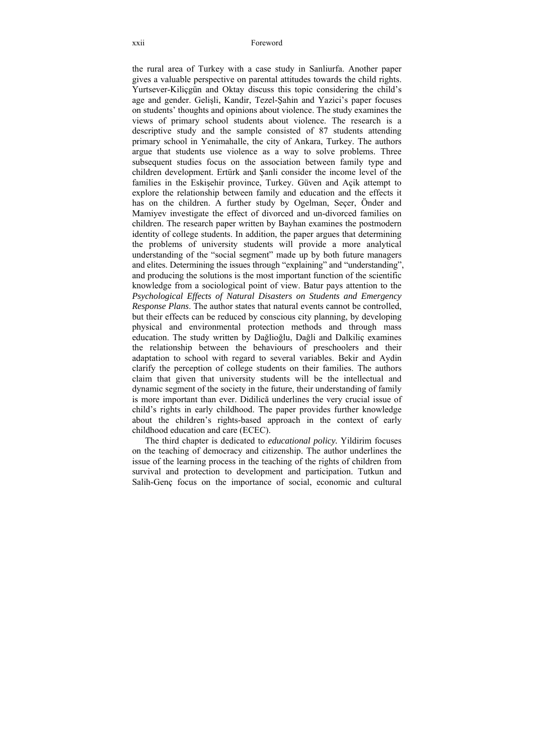the rural area of Turkey with a case study in Sanliurfa. Another paper gives a valuable perspective on parental attitudes towards the child rights. Yurtsever-Kiliçgün and Oktay discuss this topic considering the child's age and gender. Gelişli, Kandir, Tezel-Şahin and Yazici's paper focuses on students' thoughts and opinions about violence. The study examines the views of primary school students about violence. The research is a descriptive study and the sample consisted of 87 students attending primary school in Yenimahalle, the city of Ankara, Turkey. The authors argue that students use violence as a way to solve problems. Three subsequent studies focus on the association between family type and children development. Ertürk and Şanli consider the income level of the families in the Eskişehir province, Turkey. Güven and Açik attempt to explore the relationship between family and education and the effects it has on the children. A further study by Ogelman, Seçer, Önder and Mamiyev investigate the effect of divorced and un-divorced families on children. The research paper written by Bayhan examines the postmodern identity of college students. In addition, the paper argues that determining the problems of university students will provide a more analytical understanding of the "social segment" made up by both future managers and elites. Determining the issues through "explaining" and "understanding", and producing the solutions is the most important function of the scientific knowledge from a sociological point of view. Batur pays attention to the *Psychological Effects of Natural Disasters on Students and Emergency Response Plans*. The author states that natural events cannot be controlled, but their effects can be reduced by conscious city planning, by developing physical and environmental protection methods and through mass education. The study written by Dağlioğlu, Daği and Dalkiliç examines the relationship between the behaviours of preschoolers and their adaptation to school with regard to several variables. Bekir and Aydin clarify the perception of college students on their families. The authors claim that given that university students will be the intellectual and dynamic segment of the society in the future, their understanding of family is more important than ever. Didilică underlines the very crucial issue of child's rights in early childhood. The paper provides further knowledge about the children's rights-based approach in the context of early childhood education and care (ECEC).

The third chapter is dedicated to *educational policy.* Yildirim focuses on the teaching of democracy and citizenship. The author underlines the issue of the learning process in the teaching of the rights of children from survival and protection to development and participation. Tutkun and Salih-Genç focus on the importance of social, economic and cultural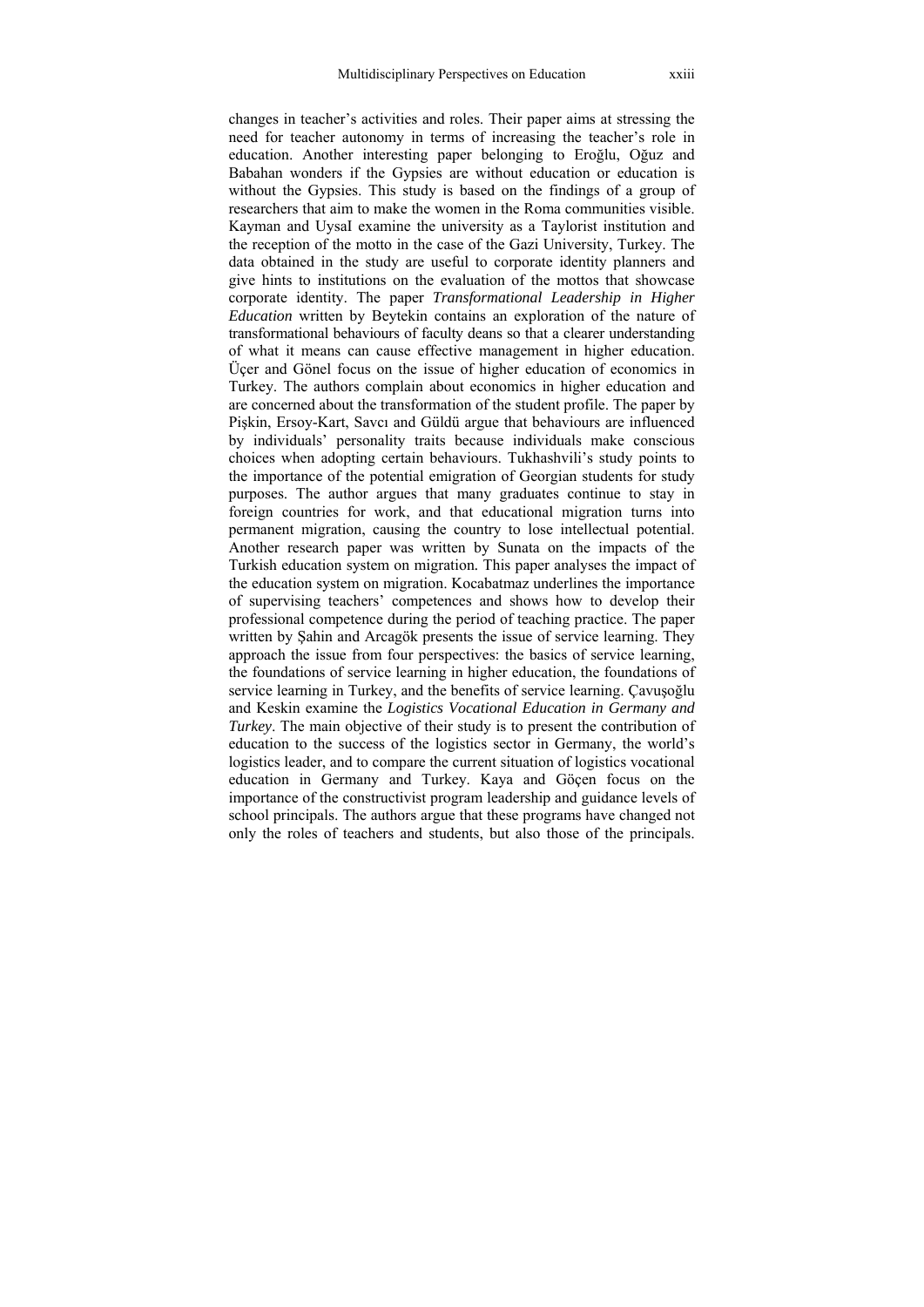changes in teacher's activities and roles. Their paper aims at stressing the need for teacher autonomy in terms of increasing the teacher's role in education. Another interesting paper belonging to Eroğlu, Oğuz and Babahan wonders if the Gypsies are without education or education is without the Gypsies. This study is based on the findings of a group of researchers that aim to make the women in the Roma communities visible. Kayman and UysaI examine the university as a Taylorist institution and the reception of the motto in the case of the Gazi University, Turkey. The data obtained in the study are useful to corporate identity planners and give hints to institutions on the evaluation of the mottos that showcase corporate identity. The paper *Transformational Leadership in Higher Education* written by Beytekin contains an exploration of the nature of transformational behaviours of faculty deans so that a clearer understanding of what it means can cause effective management in higher education. Üçer and Gönel focus on the issue of higher education of economics in Turkey. The authors complain about economics in higher education and are concerned about the transformation of the student profile. The paper by Pişkin, Ersoy-Kart, Savcı and Güldü argue that behaviours are influenced by individuals' personality traits because individuals make conscious choices when adopting certain behaviours. Tukhashvili's study points to the importance of the potential emigration of Georgian students for study purposes. The author argues that many graduates continue to stay in foreign countries for work, and that educational migration turns into permanent migration, causing the country to lose intellectual potential. Another research paper was written by Sunata on the impacts of the Turkish education system on migration. This paper analyses the impact of the education system on migration. Kocabatmaz underlines the importance of supervising teachers' competences and shows how to develop their professional competence during the period of teaching practice. The paper written by Şahin and Arcagök presents the issue of service learning. They approach the issue from four perspectives: the basics of service learning, the foundations of service learning in higher education, the foundations of service learning in Turkey, and the benefits of service learning. Çavuşoğlu and Keskin examine the *Logistics Vocational Education in Germany and Turkey*. The main objective of their study is to present the contribution of education to the success of the logistics sector in Germany, the world's logistics leader, and to compare the current situation of logistics vocational education in Germany and Turkey. Kaya and Göçen focus on the importance of the constructivist program leadership and guidance levels of school principals. The authors argue that these programs have changed not only the roles of teachers and students, but also those of the principals.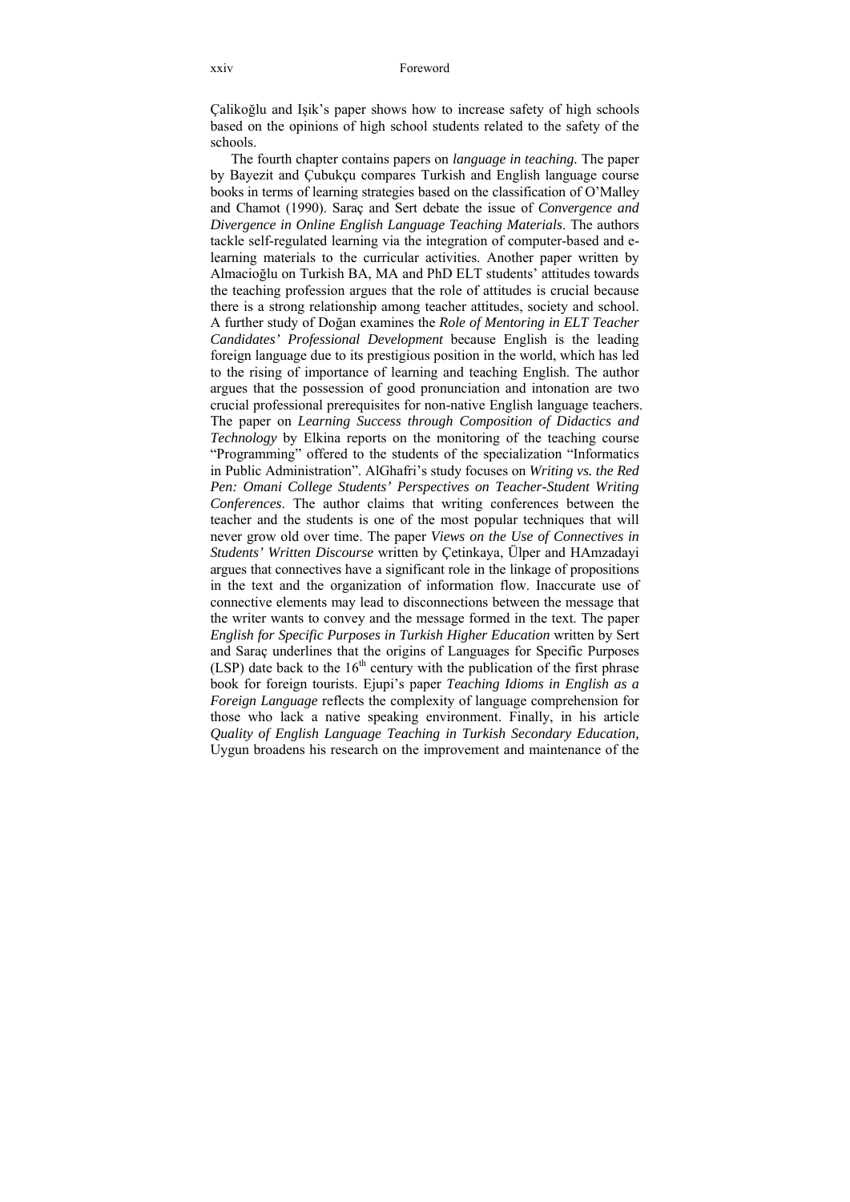Çalikoğlu and Işik's paper shows how to increase safety of high schools based on the opinions of high school students related to the safety of the schools.

The fourth chapter contains papers on *language in teaching.* The paper by Bayezit and Çubukçu compares Turkish and English language course books in terms of learning strategies based on the classification of O'Malley and Chamot (1990). Saraç and Sert debate the issue of *Convergence and Divergence in Online English Language Teaching Materials*. The authors tackle self-regulated learning via the integration of computer-based and e-learning materials to the curricular activities. Another paper written by Almacioğlu on Turkish BA, MA and PhD ELT students' attitudes towards the teaching profession argues that the role of attitudes is crucial because there is a strong relationship among teacher attitudes, society and school. A further study of Doğan examines the *Role of Mentoring in ELT Teacher Candidates' Professional Development* because English is the leading foreign language due to its prestigious position in the world, which has led to the rising of importance of learning and teaching English. The author argues that the possession of good pronunciation and intonation are two crucial professional prerequisites for non-native English language teachers. The paper on *Learning Success through Composition of Didactics and Technology* by Elkina reports on the monitoring of the teaching course "Programming" offered to the students of the specialization "Informatics in Public Administration". AlGhafri's study focuses on *Writing vs. the Red Pen: Omani College Students' Perspectives on Teacher-Student Writing Conferences*. The author claims that writing conferences between the teacher and the students is one of the most popular techniques that will never grow old over time. The paper *Views on the Use of Connectives in Students' Written Discourse* written by Çetinkaya, Ülper and HAmzadayi argues that connectives have a significant role in the linkage of propositions in the text and the organization of information flow. Inaccurate use of connective elements may lead to disconnections between the message that the writer wants to convey and the message formed in the text. The paper *English for Specific Purposes in Turkish Higher Education* written by Sert and Saraç underlines that the origins of Languages for Specific Purposes (LSP) date back to the 16th century with the publication of the first phrase book for foreign tourists. Ejupi's paper *Teaching Idioms in English as a Foreign Language* reflects the complexity of language comprehension for those who lack a native speaking environment. Finally, in his article *Quality of English Language Teaching in Turkish Secondary Education,* Uygun broadens his research on the improvement and maintenance of the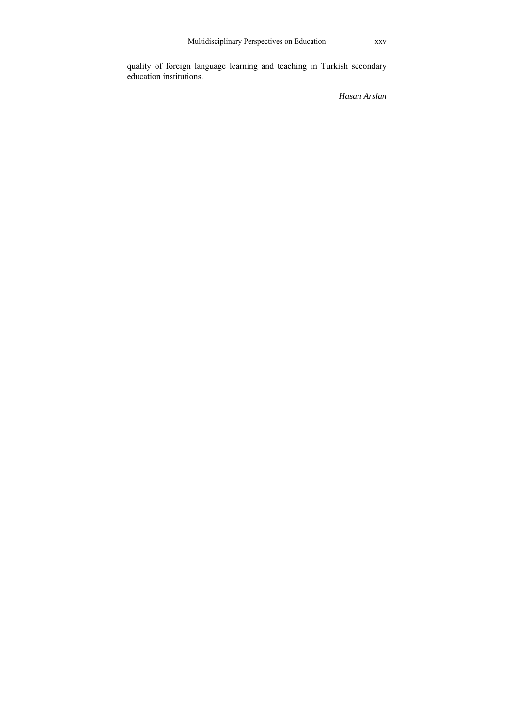quality of foreign language learning and teaching in Turkish secondary education institutions.

*Hasan Arslan*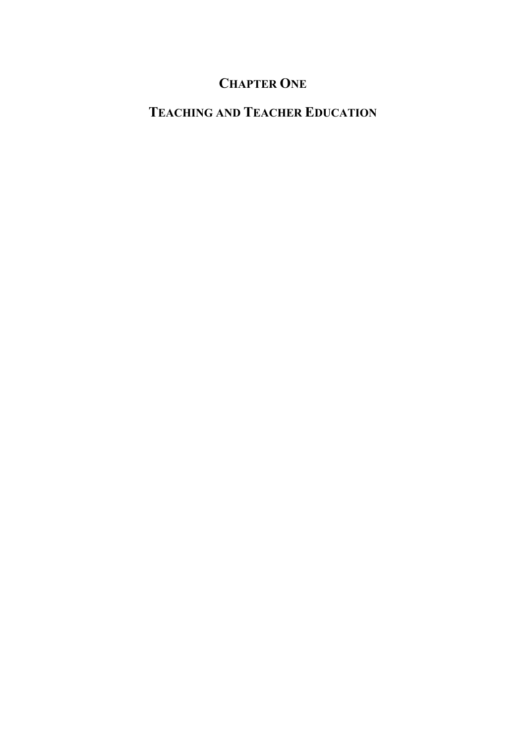# CHAPTER ONE

# TEACHING AND TEACHER EDUCATION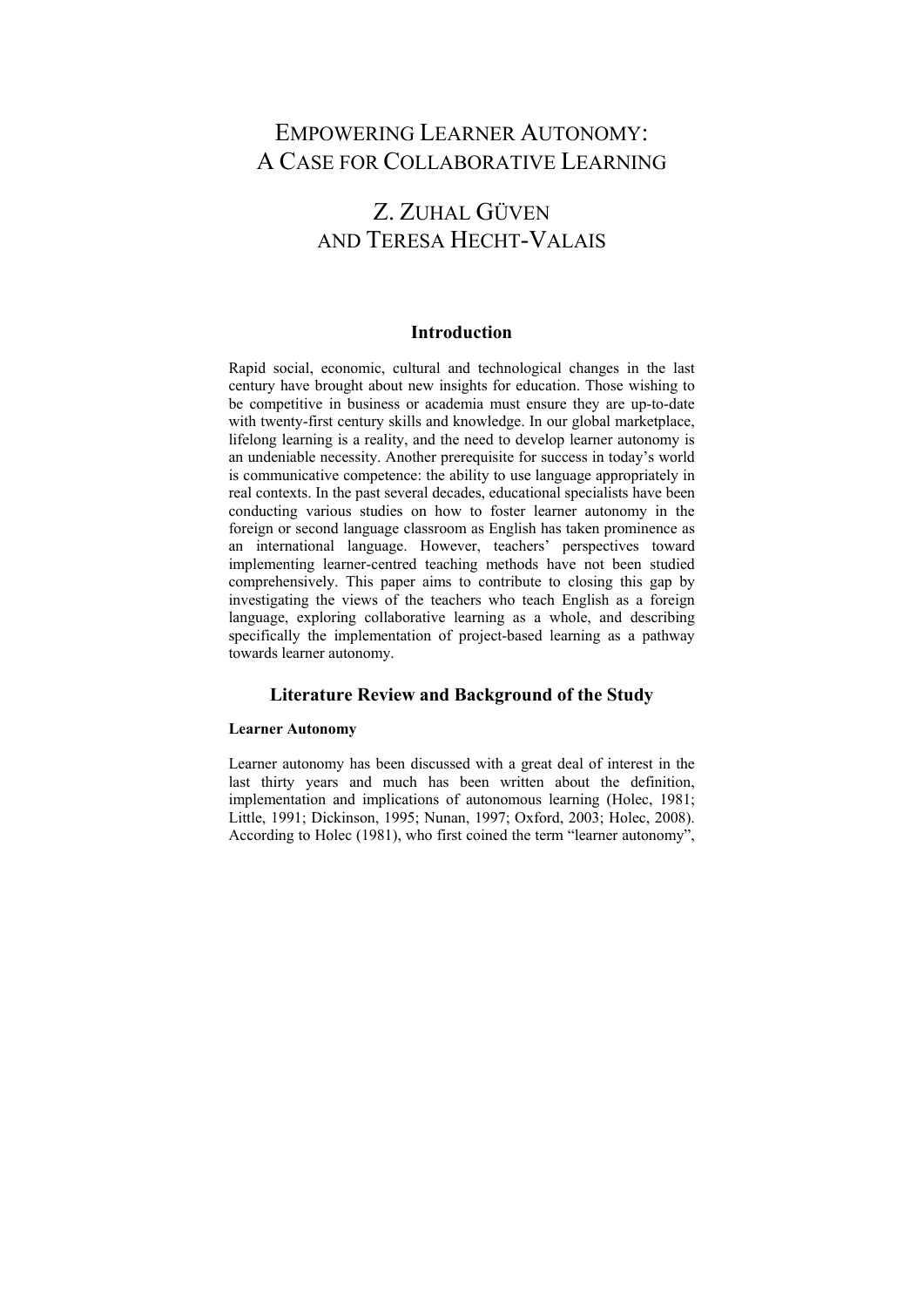# EMPOWERING LEARNER AUTONOMY: A CASE FOR COLLABORATIVE LEARNING

## Z. ZUHAL GÜVEN AND TERESA HECHT-VALAIS

## Introduction

Rapid social, economic, cultural and technological changes in the last century have brought about new insights for education. Those wishing to be competitive in business or academia must ensure they are up-to-date with twenty-first century skills and knowledge. In our global marketplace, lifelong learning is a reality, and the need to develop learner autonomy is an undeniable necessity. Another prerequisite for success in today's world is communicative competence: the ability to use language appropriately in real contexts. In the past several decades, educational specialists have been conducting various studies on how to foster learner autonomy in the foreign or second language classroom as English has taken prominence as an international language. However, teachers' perspectives toward implementing learner-centred teaching methods have not been studied comprehensively. This paper aims to contribute to closing this gap by investigating the views of the teachers who teach English as a foreign language, exploring collaborative learning as a whole, and describing specifically the implementation of project-based learning as a pathway towards learner autonomy.

## Literature Review and Background of the Study

### Learner Autonomy

Learner autonomy has been discussed with a great deal of interest in the last thirty years and much has been written about the definition, implementation and implications of autonomous learning (Holec, 1981; Little, 1991; Dickinson, 1995; Nunan, 1997; Oxford, 2003; Holec, 2008). According to Holec (1981), who first coined the term "learner autonomy",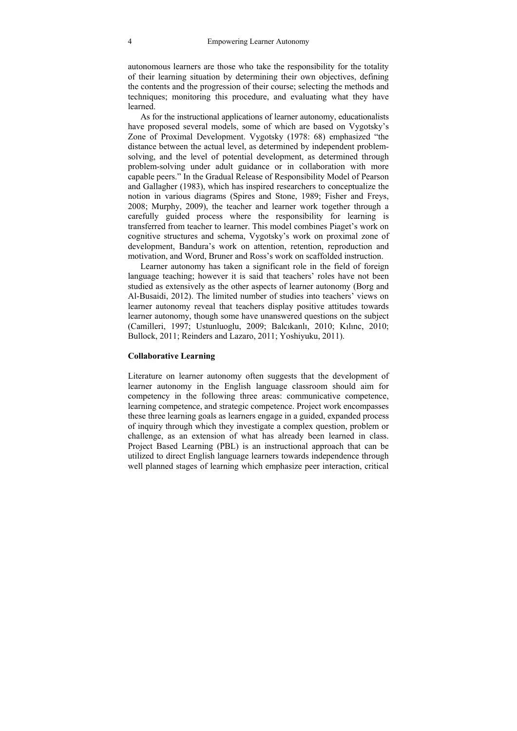autonomous learners are those who take the responsibility for the totality of their learning situation by determining their own objectives, defining the contents and the progression of their course; selecting the methods and techniques; monitoring this procedure, and evaluating what they have learned.

As for the instructional applications of learner autonomy, educationalists have proposed several models, some of which are based on Vygotsky's Zone of Proximal Development. Vygotsky (1978: 68) emphasized "the distance between the actual level, as determined by independent problem-solving, and the level of potential development, as determined through problem-solving under adult guidance or in collaboration with more capable peers." In the Gradual Release of Responsibility Model of Pearson and Gallagher (1983), which has inspired researchers to conceptualize the notion in various diagrams (Spires and Stone, 1989; Fisher and Freys, 2008; Murphy, 2009), the teacher and learner work together through a carefully guided process where the responsibility for learning is transferred from teacher to learner. This model combines Piaget's work on cognitive structures and schema, Vygotsky's work on proximal zone of development, Bandura's work on attention, retention, reproduction and motivation, and Word, Bruner and Ross's work on scaffolded instruction.

Learner autonomy has taken a significant role in the field of foreign language teaching; however it is said that teachers' roles have not been studied as extensively as the other aspects of learner autonomy (Borg and Al-Busaidi, 2012). The limited number of studies into teachers' views on learner autonomy reveal that teachers display positive attitudes towards learner autonomy, though some have unanswered questions on the subject (Camilleri, 1997; Ustunluoglu, 2009; Balcıkanlı, 2010; Kılınc, 2010; Bullock, 2011; Reinders and Lazaro, 2011; Yoshiyuku, 2011).

## Collaborative Learning

Literature on learner autonomy often suggests that the development of learner autonomy in the English language classroom should aim for competency in the following three areas: communicative competence, learning competence, and strategic competence. Project work encompasses these three learning goals as learners engage in a guided, expanded process of inquiry through which they investigate a complex question, problem or challenge, as an extension of what has already been learned in class. Project Based Learning (PBL) is an instructional approach that can be utilized to direct English language learners towards independence through well planned stages of learning which emphasize peer interaction, critical